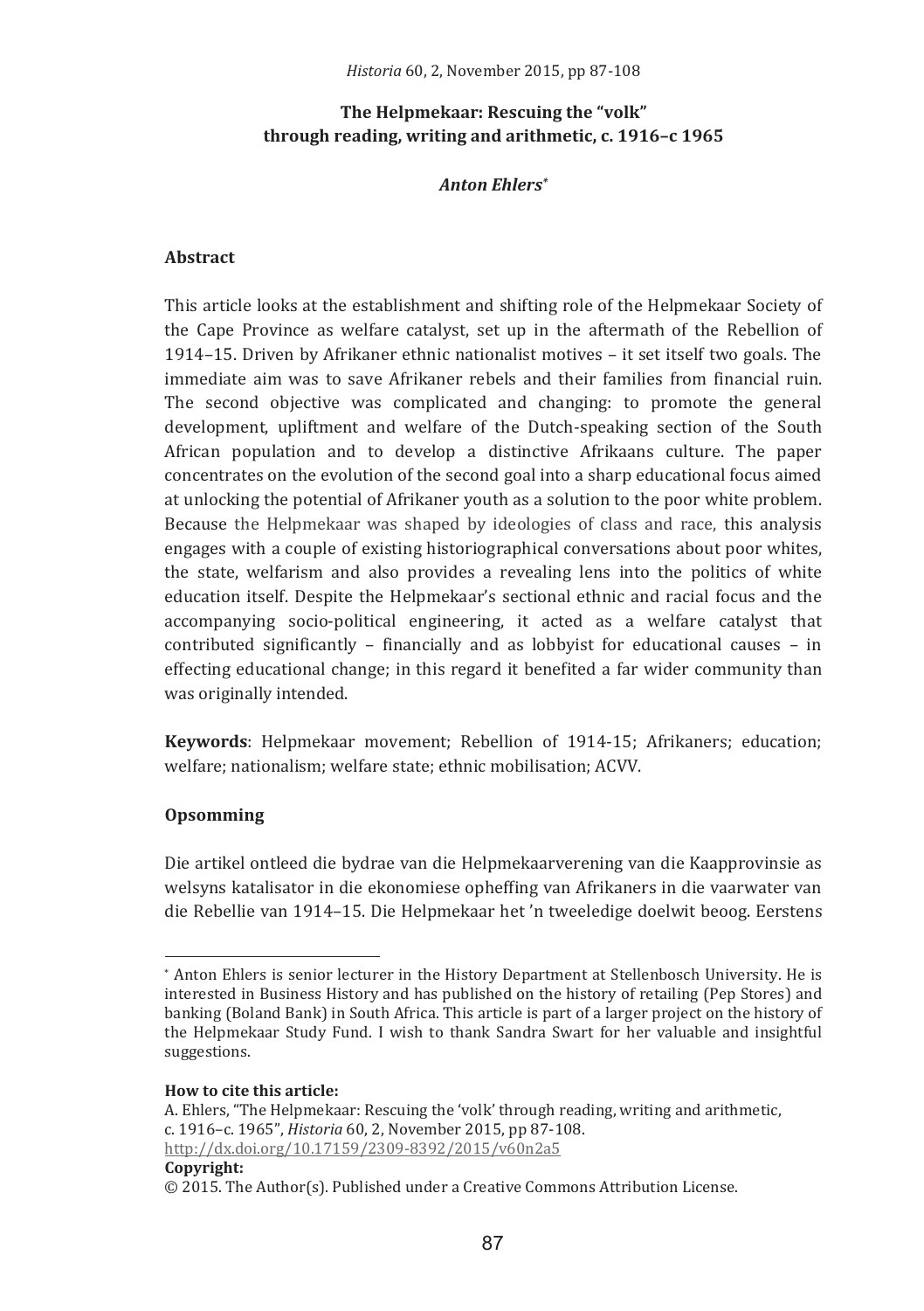# The Helpmekaar: Rescuing the "volk" through reading, writing and arithmetic, c. 1916–c 1965

***Anton Ehlers*** [*]

## Abstract

This article looks at the establishment and shifting role of the Helpmekaar Society of the Cape Province as welfare catalyst, set up in the aftermath of the Rebellion of 1914–15. Driven by Afrikaner ethnic nationalist motives – it set itself two goals. The immediate aim was to save Afrikaner rebels and their families from financial ruin. The second objective was complicated and changing: to promote the general development, upliftment and welfare of the Dutch-speaking section of the South African population and to develop a distinctive Afrikaans culture. The paper concentrates on the evolution of the second goal into a sharp educational focus aimed at unlocking the potential of Afrikaner youth as a solution to the poor white problem. Because the Helpmekaar was shaped by ideologies of class and race, this analysis engages with a couple of existing historiographical conversations about poor whites, the state, welfarism and also provides a revealing lens into the politics of white education itself. Despite the Helpmekaar's sectional ethnic and racial focus and the accompanying socio-political engineering, it acted as a welfare catalyst that contributed significantly – financially and as lobbyist for educational causes – in effecting educational change; in this regard it benefited a far wider community than was originally intended.

**Keywords**: Helpmekaar movement; Rebellion of 1914-15; Afrikaners; education; welfare; nationalism; welfare state; ethnic mobilisation; ACVV.

## Opsomming

Die artikel ontleed die bydrae van die Helpmekaarvereniging van die Kaapprovinsie as welsyns katalisator in die ekonomiese opheffing van Afrikaners in die vaarwater van die Rebellie van 1914–15. Die Helpmekaar het 'n tweeledige doelwit beoog. Eerstens

---

[*] Anton Ehlers is senior lecturer in the History Department at Stellenbosch University. He is interested in Business History and has published on the history of retailing (Pep Stores) and banking (Boland Bank) in South Africa. This article is part of a larger project on the history of the Helpmekaar Study Fund. I wish to thank Sandra Swart for her valuable and insightful suggestions.

**How to cite this article:**
A. Ehlers, "The Helpmekaar: Rescuing the 'volk' through reading, writing and arithmetic, c. 1916–c. 1965", *Historia* 60, 2, November 2015, pp 87-108.
http://dx.doi.org/10.17159/2309-8392/2015/v60n2a5

**Copyright:**
© 2015. The Author(s). Published under a Creative Commons Attribution License.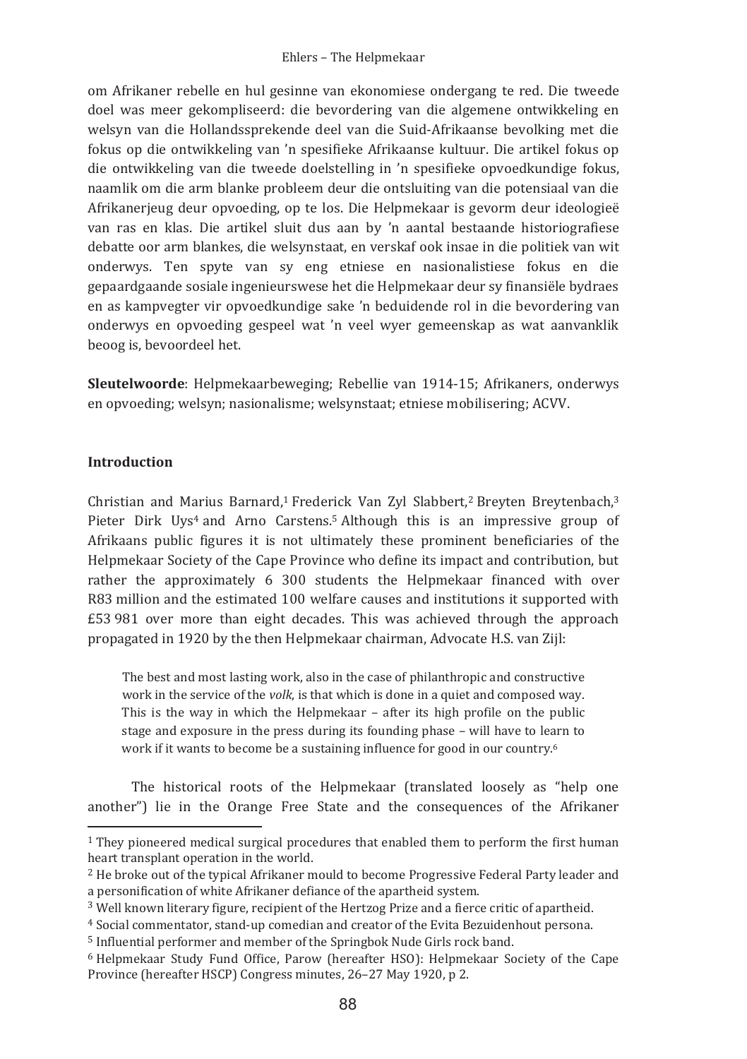om Afrikaner rebelle en hul gesinne van ekonomiese ondergang te red. Die tweede doel was meer gekompliseerd: die bevordering van die algemene ontwikkeling en welsyn van die Hollandssprekende deel van die Suid-Afrikaanse bevolking met die fokus op die ontwikkeling van 'n spesifieke Afrikaanse kultuur. Die artikel fokus op die ontwikkeling van die tweede doelstelling in 'n spesifieke opvoedkundige fokus, naamlik om die arm blanke probleem deur die ontsluiting van die potensiaal van die Afrikanerjeug deur opvoeding, op te los. Die Helpmekaar is gevorm deur ideologieë van ras en klas. Die artikel sluit dus aan by 'n aantal bestaande historiografiese debatte oor arm blankes, die welsynstaat, en verskaf ook insae in die politiek van wit onderwys. Ten spyte van sy eng etniese en nasionalistiese fokus en die gepaardgaande sosiale ingenieurswese het die Helpmekaar deur sy finansiële bydraes en as kampvegter vir opvoedkundige sake 'n beduidende rol in die bevordering van onderwys en opvoeding gespeel wat 'n veel wyer gemeenskap as wat aanvanklik beoog is, bevoordeel het.

**Sleutelwoorde**: Helpmekaarbeweging; Rebellie van 1914-15; Afrikaners, onderwys en opvoeding; welsyn; nasionalisme; welsynstaat; etniese mobilisering; ACVV.

## Introduction

Christian and Marius Barnard,[1] Frederick Van Zyl Slabbert,[2] Breyten Breytenbach,[3] Pieter Dirk Uys[4] and Arno Carstens.[5] Although this is an impressive group of Afrikaans public figures it is not ultimately these prominent beneficiaries of the Helpmekaar Society of the Cape Province who define its impact and contribution, but rather the approximately 6 300 students the Helpmekaar financed with over R83 million and the estimated 100 welfare causes and institutions it supported with £53 981 over more than eight decades. This was achieved through the approach propagated in 1920 by the then Helpmekaar chairman, Advocate H.S. van Zijl:

> The best and most lasting work, also in the case of philanthropic and constructive work in the service of the *volk*, is that which is done in a quiet and composed way. This is the way in which the Helpmekaar – after its high profile on the public stage and exposure in the press during its founding phase – will have to learn to work if it wants to become be a sustaining influence for good in our country.[6]

The historical roots of the Helpmekaar (translated loosely as "help one another") lie in the Orange Free State and the consequences of the Afrikaner

---

[1] They pioneered medical surgical procedures that enabled them to perform the first human heart transplant operation in the world.

[2] He broke out of the typical Afrikaner mould to become Progressive Federal Party leader and a personification of white Afrikaner defiance of the apartheid system.

[3] Well known literary figure, recipient of the Hertzog Prize and a fierce critic of apartheid.

[4] Social commentator, stand-up comedian and creator of the Evita Bezuidenhout persona.

[5] Influential performer and member of the Springbok Nude Girls rock band.

[6] Helpmekaar Study Fund Office, Parow (hereafter HSO): Helpmekaar Society of the Cape Province (hereafter HSCP) Congress minutes, 26–27 May 1920, p 2.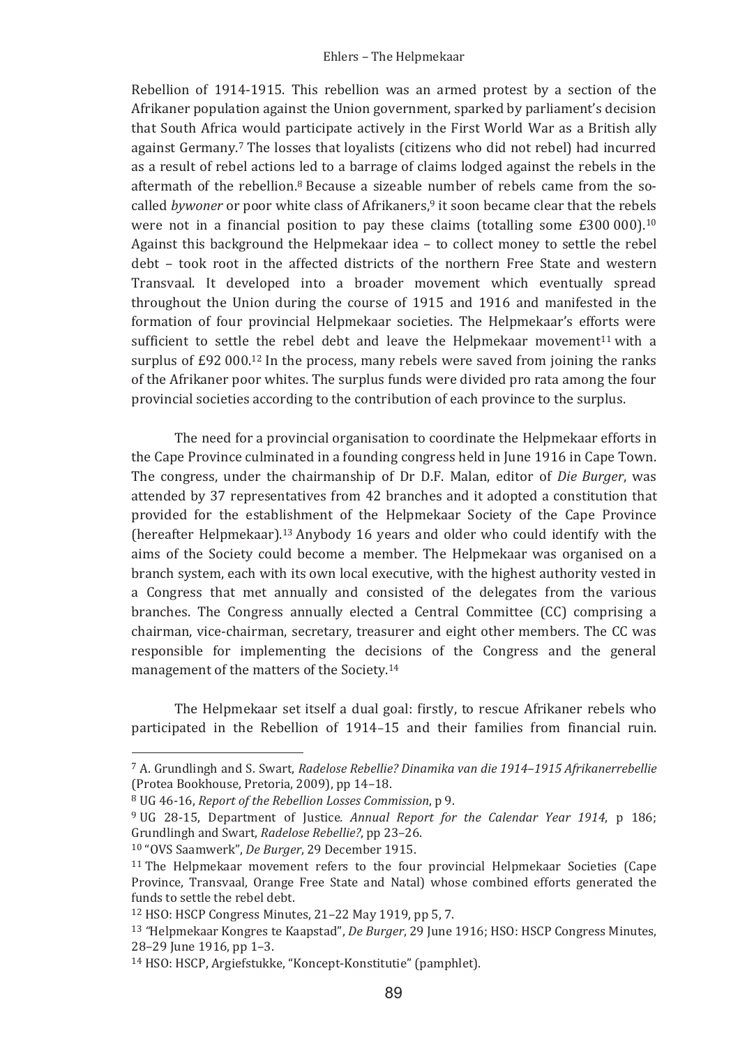Rebellion of 1914-1915. This rebellion was an armed protest by a section of the Afrikaner population against the Union government, sparked by parliament's decision that South Africa would participate actively in the First World War as a British ally against Germany.[7] The losses that loyalists (citizens who did not rebel) had incurred as a result of rebel actions led to a barrage of claims lodged against the rebels in the aftermath of the rebellion.[8] Because a sizeable number of rebels came from the so-called *bywoner* or poor white class of Afrikaners,[9] it soon became clear that the rebels were not in a financial position to pay these claims (totalling some £300 000).[10] Against this background the Helpmekaar idea – to collect money to settle the rebel debt – took root in the affected districts of the northern Free State and western Transvaal. It developed into a broader movement which eventually spread throughout the Union during the course of 1915 and 1916 and manifested in the formation of four provincial Helpmekaar societies. The Helpmekaar's efforts were sufficient to settle the rebel debt and leave the Helpmekaar movement[11] with a surplus of £92 000.[12] In the process, many rebels were saved from joining the ranks of the Afrikaner poor whites. The surplus funds were divided pro rata among the four provincial societies according to the contribution of each province to the surplus.

The need for a provincial organisation to coordinate the Helpmekaar efforts in the Cape Province culminated in a founding congress held in June 1916 in Cape Town. The congress, under the chairmanship of Dr D.F. Malan, editor of *Die Burger*, was attended by 37 representatives from 42 branches and it adopted a constitution that provided for the establishment of the Helpmekaar Society of the Cape Province (hereafter Helpmekaar).[13] Anybody 16 years and older who could identify with the aims of the Society could become a member. The Helpmekaar was organised on a branch system, each with its own local executive, with the highest authority vested in a Congress that met annually and consisted of the delegates from the various branches. The Congress annually elected a Central Committee (CC) comprising a chairman, vice-chairman, secretary, treasurer and eight other members. The CC was responsible for implementing the decisions of the Congress and the general management of the matters of the Society.[14]

The Helpmekaar set itself a dual goal: firstly, to rescue Afrikaner rebels who participated in the Rebellion of 1914–15 and their families from financial ruin.

---

[7] A. Grundlingh and S. Swart, *Radelose Rebellie? Dinamika van die 1914–1915 Afrikanerrebellie* (Protea Bookhouse, Pretoria, 2009), pp 14–18.

[8] UG 46-16, *Report of the Rebellion Losses Commission*, p 9.

[9] UG 28-15, Department of Justice. *Annual Report for the Calendar Year 1914*, p 186; Grundlingh and Swart, *Radelose Rebellie?*, pp 23–26.

[10] "OVS Saamwerk", *De Burger*, 29 December 1915.

[11] The Helpmekaar movement refers to the four provincial Helpmekaar Societies (Cape Province, Transvaal, Orange Free State and Natal) whose combined efforts generated the funds to settle the rebel debt.

[12] HSO: HSCP Congress Minutes, 21–22 May 1919, pp 5, 7.

[13] "Helpmekaar Kongres te Kaapstad", *De Burger*, 29 June 1916; HSO: HSCP Congress Minutes, 28–29 June 1916, pp 1–3.

[14] HSO: HSCP, Argiefstukke, "Koncept-Konstitutie" (pamphlet).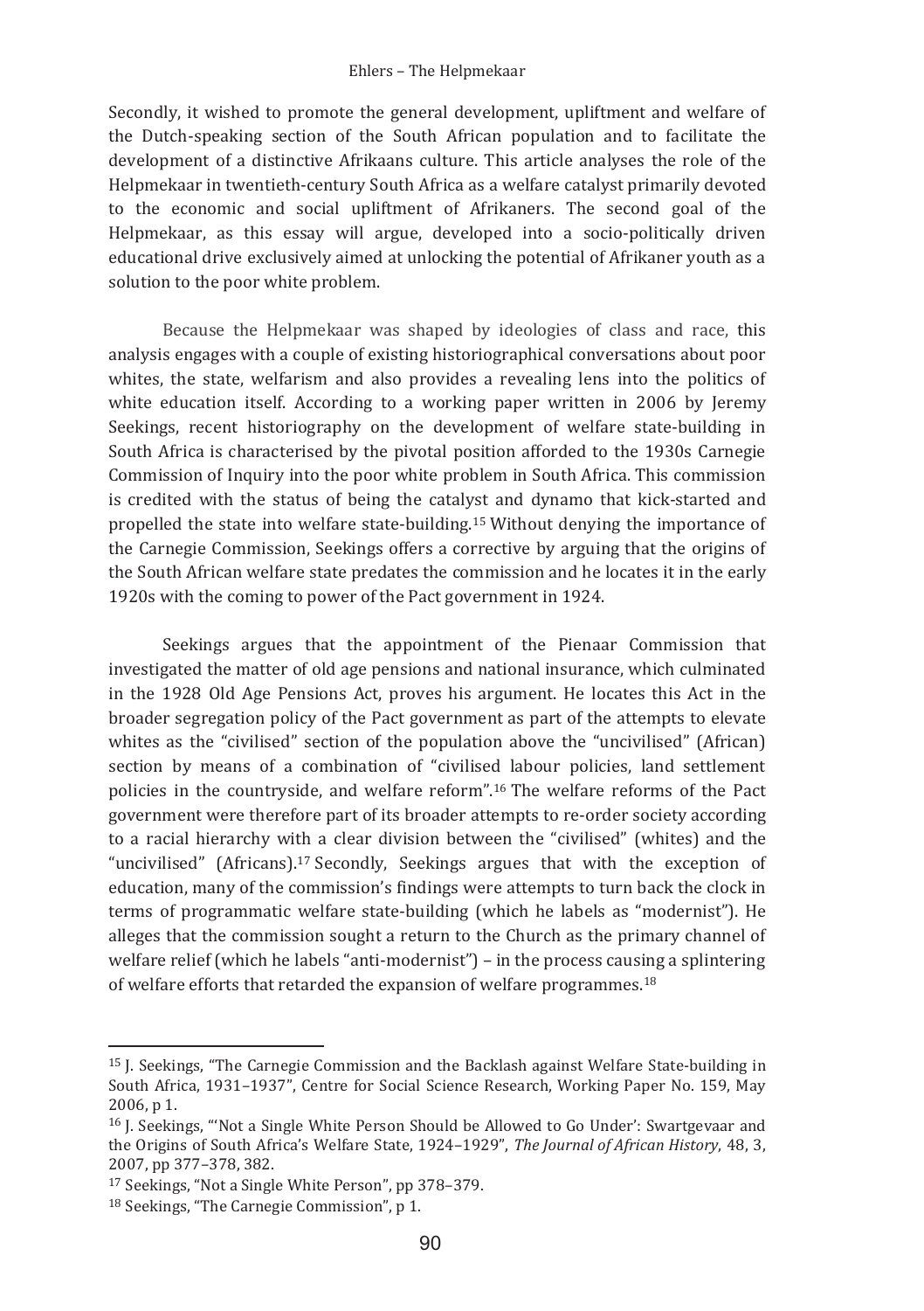Secondly, it wished to promote the general development, upliftment and welfare of the Dutch-speaking section of the South African population and to facilitate the development of a distinctive Afrikaans culture. This article analyses the role of the Helpmekaar in twentieth-century South Africa as a welfare catalyst primarily devoted to the economic and social upliftment of Afrikaners. The second goal of the Helpmekaar, as this essay will argue, developed into a socio-politically driven educational drive exclusively aimed at unlocking the potential of Afrikaner youth as a solution to the poor white problem.

Because the Helpmekaar was shaped by ideologies of class and race, this analysis engages with a couple of existing historiographical conversations about poor whites, the state, welfarism and also provides a revealing lens into the politics of white education itself. According to a working paper written in 2006 by Jeremy Seekings, recent historiography on the development of welfare state-building in South Africa is characterised by the pivotal position afforded to the 1930s Carnegie Commission of Inquiry into the poor white problem in South Africa. This commission is credited with the status of being the catalyst and dynamo that kick-started and propelled the state into welfare state-building.[15] Without denying the importance of the Carnegie Commission, Seekings offers a corrective by arguing that the origins of the South African welfare state predates the commission and he locates it in the early 1920s with the coming to power of the Pact government in 1924.

Seekings argues that the appointment of the Pienaar Commission that investigated the matter of old age pensions and national insurance, which culminated in the 1928 Old Age Pensions Act, proves his argument. He locates this Act in the broader segregation policy of the Pact government as part of the attempts to elevate whites as the "civilised" section of the population above the "uncivilised" (African) section by means of a combination of "civilised labour policies, land settlement policies in the countryside, and welfare reform".[16] The welfare reforms of the Pact government were therefore part of its broader attempts to re-order society according to a racial hierarchy with a clear division between the "civilised" (whites) and the "uncivilised" (Africans).[17] Secondly, Seekings argues that with the exception of education, many of the commission's findings were attempts to turn back the clock in terms of programmatic welfare state-building (which he labels as "modernist"). He alleges that the commission sought a return to the Church as the primary channel of welfare relief (which he labels "anti-modernist") – in the process causing a splintering of welfare efforts that retarded the expansion of welfare programmes.[18]

---

[15] J. Seekings, "The Carnegie Commission and the Backlash against Welfare State-building in South Africa, 1931–1937", Centre for Social Science Research, Working Paper No. 159, May 2006, p 1.

[16] J. Seekings, "'Not a Single White Person Should be Allowed to Go Under': Swartgevaar and the Origins of South Africa's Welfare State, 1924–1929", *The Journal of African History*, 48, 3, 2007, pp 377–378, 382.

[17] Seekings, "Not a Single White Person", pp 378–379.

[18] Seekings, "The Carnegie Commission", p 1.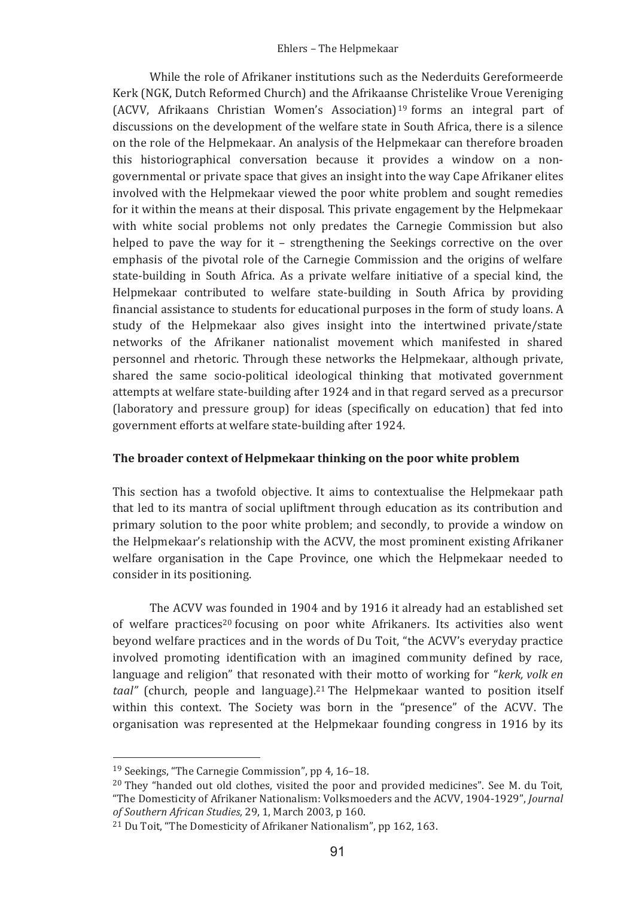While the role of Afrikaner institutions such as the Nederduits Gereformeerde Kerk (NGK, Dutch Reformed Church) and the Afrikaanse Christelike Vroue Vereniging (ACVV, Afrikaans Christian Women's Association)[19] forms an integral part of discussions on the development of the welfare state in South Africa, there is a silence on the role of the Helpmekaar. An analysis of the Helpmekaar can therefore broaden this historiographical conversation because it provides a window on a non-governmental or private space that gives an insight into the way Cape Afrikaner elites involved with the Helpmekaar viewed the poor white problem and sought remedies for it within the means at their disposal. This private engagement by the Helpmekaar with white social problems not only predates the Carnegie Commission but also helped to pave the way for it – strengthening the Seekings corrective on the over emphasis of the pivotal role of the Carnegie Commission and the origins of welfare state-building in South Africa. As a private welfare initiative of a special kind, the Helpmekaar contributed to welfare state-building in South Africa by providing financial assistance to students for educational purposes in the form of study loans. A study of the Helpmekaar also gives insight into the intertwined private/state networks of the Afrikaner nationalist movement which manifested in shared personnel and rhetoric. Through these networks the Helpmekaar, although private, shared the same socio-political ideological thinking that motivated government attempts at welfare state-building after 1924 and in that regard served as a precursor (laboratory and pressure group) for ideas (specifically on education) that fed into government efforts at welfare state-building after 1924.

## The broader context of Helpmekaar thinking on the poor white problem

This section has a twofold objective. It aims to contextualise the Helpmekaar path that led to its mantra of social upliftment through education as its contribution and primary solution to the poor white problem; and secondly, to provide a window on the Helpmekaar's relationship with the ACVV, the most prominent existing Afrikaner welfare organisation in the Cape Province, one which the Helpmekaar needed to consider in its positioning.

The ACVV was founded in 1904 and by 1916 it already had an established set of welfare practices[20] focusing on poor white Afrikaners. Its activities also went beyond welfare practices and in the words of Du Toit, "the ACVV's everyday practice involved promoting identification with an imagined community defined by race, language and religion" that resonated with their motto of working for "*kerk, volk en taal"* (church, people and language).[21] The Helpmekaar wanted to position itself within this context. The Society was born in the "presence" of the ACVV. The organisation was represented at the Helpmekaar founding congress in 1916 by its

---

[19] Seekings, "The Carnegie Commission", pp 4, 16–18.

[20] They "handed out old clothes, visited the poor and provided medicines". See M. du Toit, "The Domesticity of Afrikaner Nationalism: Volksmoeders and the ACVV, 1904-1929", *Journal of Southern African Studies,* 29, 1, March 2003, p 160.

[21] Du Toit, "The Domesticity of Afrikaner Nationalism", pp 162, 163.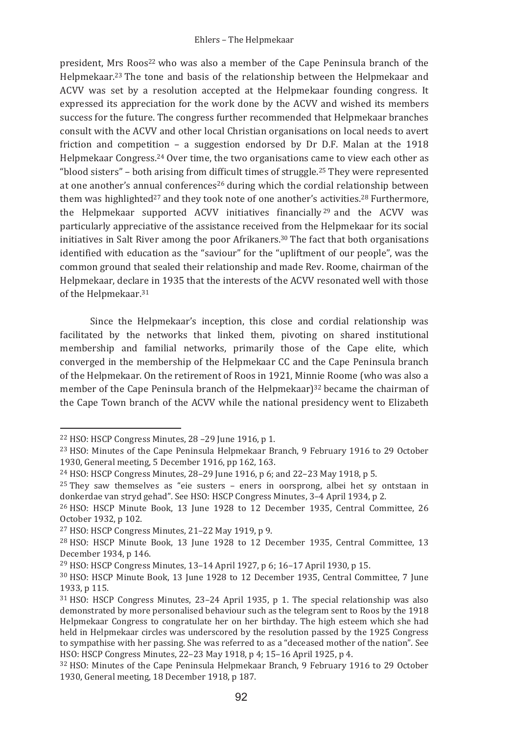president, Mrs Roos[22] who was also a member of the Cape Peninsula branch of the Helpmekaar.[23] The tone and basis of the relationship between the Helpmekaar and ACVV was set by a resolution accepted at the Helpmekaar founding congress. It expressed its appreciation for the work done by the ACVV and wished its members success for the future. The congress further recommended that Helpmekaar branches consult with the ACVV and other local Christian organisations on local needs to avert friction and competition – a suggestion endorsed by Dr D.F. Malan at the 1918 Helpmekaar Congress.[24] Over time, the two organisations came to view each other as "blood sisters" – both arising from difficult times of struggle.[25] They were represented at one another's annual conferences[26] during which the cordial relationship between them was highlighted[27] and they took note of one another's activities.[28] Furthermore, the Helpmekaar supported ACVV initiatives financially[29] and the ACVV was particularly appreciative of the assistance received from the Helpmekaar for its social initiatives in Salt River among the poor Afrikaners.[30] The fact that both organisations identified with education as the "saviour" for the "upliftment of our people", was the common ground that sealed their relationship and made Rev. Roome, chairman of the Helpmekaar, declare in 1935 that the interests of the ACVV resonated well with those of the Helpmekaar.[31]

Since the Helpmekaar's inception, this close and cordial relationship was facilitated by the networks that linked them, pivoting on shared institutional membership and familial networks, primarily those of the Cape elite, which converged in the membership of the Helpmekaar CC and the Cape Peninsula branch of the Helpmekaar. On the retirement of Roos in 1921, Minnie Roome (who was also a member of the Cape Peninsula branch of the Helpmekaar)[32] became the chairman of the Cape Town branch of the ACVV while the national presidency went to Elizabeth

---

[22] HSO: HSCP Congress Minutes, 28 –29 June 1916, p 1.

[23] HSO: Minutes of the Cape Peninsula Helpmekaar Branch, 9 February 1916 to 29 October 1930, General meeting, 5 December 1916, pp 162, 163.

[24] HSO: HSCP Congress Minutes, 28–29 June 1916, p 6; and 22–23 May 1918, p 5.

[25] They saw themselves as "eie susters – eners in oorsprong, albei het sy ontstaan in donkerdae van stryd gehad". See HSO: HSCP Congress Minutes, 3–4 April 1934, p 2.

[26] HSO: HSCP Minute Book, 13 June 1928 to 12 December 1935, Central Committee, 26 October 1932, p 102.

[27] HSO: HSCP Congress Minutes, 21–22 May 1919, p 9.

[28] HSO: HSCP Minute Book, 13 June 1928 to 12 December 1935, Central Committee, 13 December 1934, p 146.

[29] HSO: HSCP Congress Minutes, 13–14 April 1927, p 6; 16–17 April 1930, p 15.

[30] HSO: HSCP Minute Book, 13 June 1928 to 12 December 1935, Central Committee, 7 June 1933, p 115.

[31] HSO: HSCP Congress Minutes, 23–24 April 1935, p 1. The special relationship was also demonstrated by more personalised behaviour such as the telegram sent to Roos by the 1918 Helpmekaar Congress to congratulate her on her birthday. The high esteem which she had held in Helpmekaar circles was underscored by the resolution passed by the 1925 Congress to sympathise with her passing. She was referred to as a "deceased mother of the nation". See HSO: HSCP Congress Minutes, 22–23 May 1918, p 4; 15–16 April 1925, p 4.

[32] HSO: Minutes of the Cape Peninsula Helpmekaar Branch, 9 February 1916 to 29 October 1930, General meeting, 18 December 1918, p 187.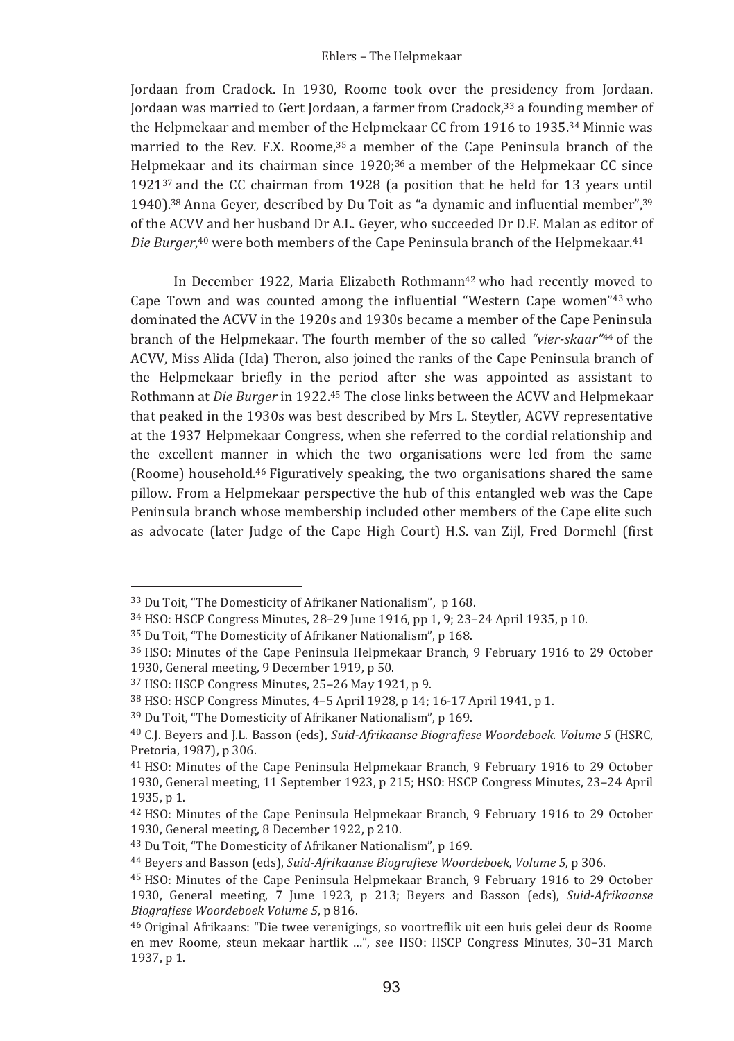Jordaan from Cradock. In 1930, Roome took over the presidency from Jordaan. Jordaan was married to Gert Jordaan, a farmer from Cradock,[33] a founding member of the Helpmekaar and member of the Helpmekaar CC from 1916 to 1935.[34] Minnie was married to the Rev. F.X. Roome,[35] a member of the Cape Peninsula branch of the Helpmekaar and its chairman since 1920;[36] a member of the Helpmekaar CC since 1921[37] and the CC chairman from 1928 (a position that he held for 13 years until 1940).[38] Anna Geyer, described by Du Toit as "a dynamic and influential member",[39] of the ACVV and her husband Dr A.L. Geyer, who succeeded Dr D.F. Malan as editor of *Die Burger*,[40] were both members of the Cape Peninsula branch of the Helpmekaar.[41]

In December 1922, Maria Elizabeth Rothmann[42] who had recently moved to Cape Town and was counted among the influential "Western Cape women"[43] who dominated the ACVV in the 1920s and 1930s became a member of the Cape Peninsula branch of the Helpmekaar. The fourth member of the so called *"vier-skaar"*[44] of the ACVV, Miss Alida (Ida) Theron, also joined the ranks of the Cape Peninsula branch of the Helpmekaar briefly in the period after she was appointed as assistant to Rothmann at *Die Burger* in 1922.[45] The close links between the ACVV and Helpmekaar that peaked in the 1930s was best described by Mrs L. Steytler, ACVV representative at the 1937 Helpmekaar Congress, when she referred to the cordial relationship and the excellent manner in which the two organisations were led from the same (Roome) household.[46] Figuratively speaking, the two organisations shared the same pillow. From a Helpmekaar perspective the hub of this entangled web was the Cape Peninsula branch whose membership included other members of the Cape elite such as advocate (later Judge of the Cape High Court) H.S. van Zijl, Fred Dormehl (first

---

[33] Du Toit, "The Domesticity of Afrikaner Nationalism", p 168.

[34] HSO: HSCP Congress Minutes, 28–29 June 1916, pp 1, 9; 23–24 April 1935, p 10.

[35] Du Toit, "The Domesticity of Afrikaner Nationalism", p 168.

[36] HSO: Minutes of the Cape Peninsula Helpmekaar Branch, 9 February 1916 to 29 October 1930, General meeting, 9 December 1919, p 50.

[37] HSO: HSCP Congress Minutes, 25–26 May 1921, p 9.

[38] HSO: HSCP Congress Minutes, 4–5 April 1928, p 14; 16-17 April 1941, p 1.

[39] Du Toit, "The Domesticity of Afrikaner Nationalism", p 169.

[40] C.J. Beyers and J.L. Basson (eds), *Suid-Afrikaanse Biografiese Woordeboek. Volume 5* (HSRC, Pretoria, 1987), p 306.

[41] HSO: Minutes of the Cape Peninsula Helpmekaar Branch, 9 February 1916 to 29 October 1930, General meeting, 11 September 1923, p 215; HSO: HSCP Congress Minutes, 23–24 April 1935, p 1.

[42] HSO: Minutes of the Cape Peninsula Helpmekaar Branch, 9 February 1916 to 29 October 1930, General meeting, 8 December 1922, p 210.

[43] Du Toit, "The Domesticity of Afrikaner Nationalism", p 169.

[44] Beyers and Basson (eds), *Suid-Afrikaanse Biografiese Woordeboek, Volume 5,* p 306.

[45] HSO: Minutes of the Cape Peninsula Helpmekaar Branch, 9 February 1916 to 29 October 1930, General meeting, 7 June 1923, p 213; Beyers and Basson (eds), *Suid-Afrikaanse Biografiese Woordeboek Volume 5*, p 816.

[46] Original Afrikaans: "Die twee verenigings, so voortreflik uit een huis gelei deur ds Roome en mev Roome, steun mekaar hartlik …", see HSO: HSCP Congress Minutes, 30–31 March 1937, p 1.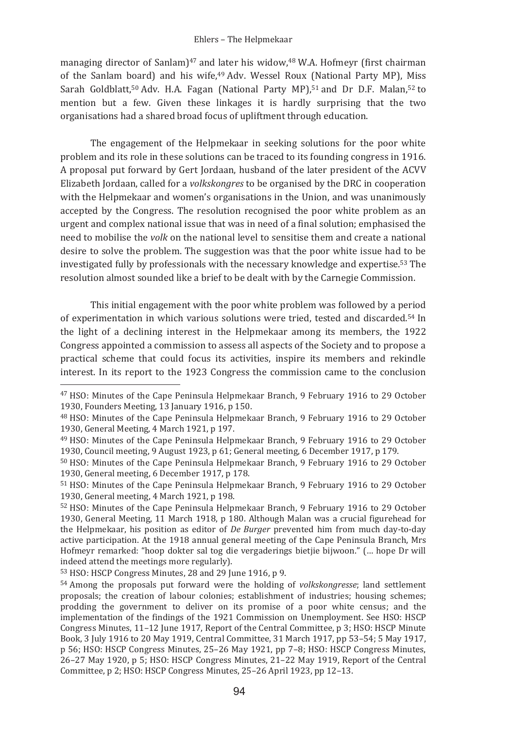managing director of Sanlam)[47] and later his widow,[48] W.A. Hofmeyr (first chairman of the Sanlam board) and his wife,[49] Adv. Wessel Roux (National Party MP), Miss Sarah Goldblatt,[50] Adv. H.A. Fagan (National Party MP),[51] and Dr D.F. Malan,[52] to mention but a few. Given these linkages it is hardly surprising that the two organisations had a shared broad focus of upliftment through education.

The engagement of the Helpmekaar in seeking solutions for the poor white problem and its role in these solutions can be traced to its founding congress in 1916. A proposal put forward by Gert Jordaan, husband of the later president of the ACVV Elizabeth Jordaan, called for a *volkskongres* to be organised by the DRC in cooperation with the Helpmekaar and women's organisations in the Union, and was unanimously accepted by the Congress. The resolution recognised the poor white problem as an urgent and complex national issue that was in need of a final solution; emphasised the need to mobilise the *volk* on the national level to sensitise them and create a national desire to solve the problem. The suggestion was that the poor white issue had to be investigated fully by professionals with the necessary knowledge and expertise.[53] The resolution almost sounded like a brief to be dealt with by the Carnegie Commission.

This initial engagement with the poor white problem was followed by a period of experimentation in which various solutions were tried, tested and discarded.[54] In the light of a declining interest in the Helpmekaar among its members, the 1922 Congress appointed a commission to assess all aspects of the Society and to propose a practical scheme that could focus its activities, inspire its members and rekindle interest. In its report to the 1923 Congress the commission came to the conclusion

---

[47] HSO: Minutes of the Cape Peninsula Helpmekaar Branch, 9 February 1916 to 29 October 1930, Founders Meeting, 13 January 1916, p 150.

[48] HSO: Minutes of the Cape Peninsula Helpmekaar Branch, 9 February 1916 to 29 October 1930, General Meeting, 4 March 1921, p 197.

[49] HSO: Minutes of the Cape Peninsula Helpmekaar Branch, 9 February 1916 to 29 October 1930, Council meeting, 9 August 1923, p 61; General meeting, 6 December 1917, p 179.

[50] HSO: Minutes of the Cape Peninsula Helpmekaar Branch, 9 February 1916 to 29 October 1930, General meeting, 6 December 1917, p 178.

[51] HSO: Minutes of the Cape Peninsula Helpmekaar Branch, 9 February 1916 to 29 October 1930, General meeting, 4 March 1921, p 198.

[52] HSO: Minutes of the Cape Peninsula Helpmekaar Branch, 9 February 1916 to 29 October 1930, General Meeting, 11 March 1918, p 180. Although Malan was a crucial figurehead for the Helpmekaar, his position as editor of *De Burger* prevented him from much day-to-day active participation. At the 1918 annual general meeting of the Cape Peninsula Branch, Mrs Hofmeyr remarked: "hoop dokter sal tog die vergaderings bietjie bijwoon." (… hope Dr will indeed attend the meetings more regularly).

[53] HSO: HSCP Congress Minutes, 28 and 29 June 1916, p 9.

[54] Among the proposals put forward were the holding of *volkskongresse*; land settlement proposals; the creation of labour colonies; establishment of industries; housing schemes; prodding the government to deliver on its promise of a poor white census; and the implementation of the findings of the 1921 Commission on Unemployment. See HSO: HSCP Congress Minutes, 11–12 June 1917, Report of the Central Committee, p 3; HSO: HSCP Minute Book, 3 July 1916 to 20 May 1919, Central Committee, 31 March 1917, pp 53–54; 5 May 1917, p 56; HSO: HSCP Congress Minutes, 25–26 May 1921, pp 7–8; HSO: HSCP Congress Minutes, 26–27 May 1920, p 5; HSO: HSCP Congress Minutes, 21–22 May 1919, Report of the Central Committee, p 2; HSO: HSCP Congress Minutes, 25–26 April 1923, pp 12–13.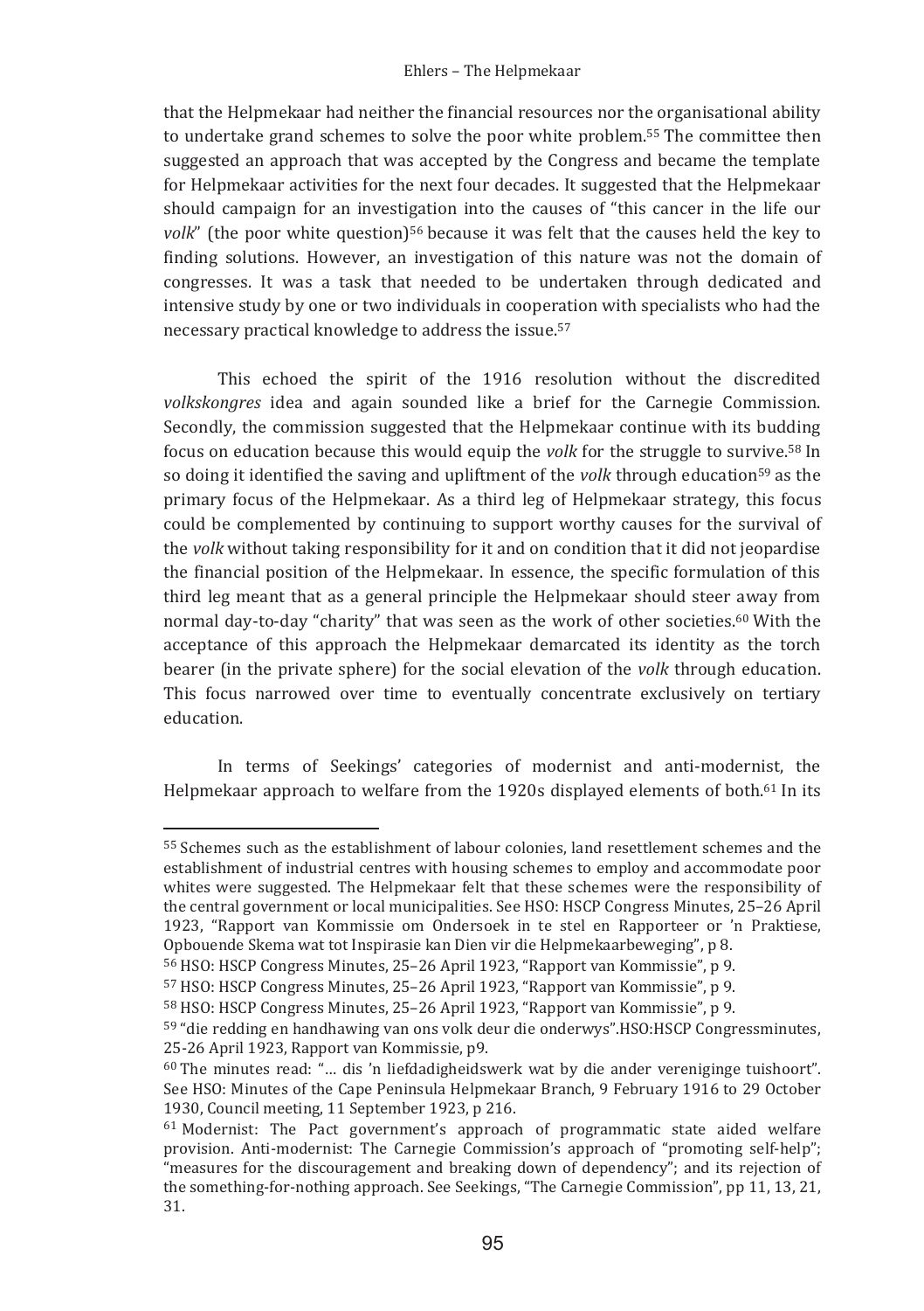that the Helpmekaar had neither the financial resources nor the organisational ability to undertake grand schemes to solve the poor white problem.[55] The committee then suggested an approach that was accepted by the Congress and became the template for Helpmekaar activities for the next four decades. It suggested that the Helpmekaar should campaign for an investigation into the causes of "this cancer in the life our *volk*" (the poor white question)[56] because it was felt that the causes held the key to finding solutions. However, an investigation of this nature was not the domain of congresses. It was a task that needed to be undertaken through dedicated and intensive study by one or two individuals in cooperation with specialists who had the necessary practical knowledge to address the issue.[57]

This echoed the spirit of the 1916 resolution without the discredited *volkskongres* idea and again sounded like a brief for the Carnegie Commission. Secondly, the commission suggested that the Helpmekaar continue with its budding focus on education because this would equip the *volk* for the struggle to survive.[58] In so doing it identified the saving and upliftment of the *volk* through education[59] as the primary focus of the Helpmekaar. As a third leg of Helpmekaar strategy, this focus could be complemented by continuing to support worthy causes for the survival of the *volk* without taking responsibility for it and on condition that it did not jeopardise the financial position of the Helpmekaar. In essence, the specific formulation of this third leg meant that as a general principle the Helpmekaar should steer away from normal day-to-day "charity" that was seen as the work of other societies.[60] With the acceptance of this approach the Helpmekaar demarcated its identity as the torch bearer (in the private sphere) for the social elevation of the *volk* through education. This focus narrowed over time to eventually concentrate exclusively on tertiary education.

In terms of Seekings' categories of modernist and anti-modernist, the Helpmekaar approach to welfare from the 1920s displayed elements of both.[61] In its

---

[55] Schemes such as the establishment of labour colonies, land resettlement schemes and the establishment of industrial centres with housing schemes to employ and accommodate poor whites were suggested. The Helpmekaar felt that these schemes were the responsibility of the central government or local municipalities. See HSO: HSCP Congress Minutes, 25–26 April 1923, "Rapport van Kommissie om Ondersoek in te stel en Rapporteer or 'n Praktiese, Opbouende Skema wat tot Inspirasie kan Dien vir die Helpmekaarbeweging", p 8.

[56] HSO: HSCP Congress Minutes, 25–26 April 1923, "Rapport van Kommissie", p 9.

[57] HSO: HSCP Congress Minutes, 25–26 April 1923, "Rapport van Kommissie", p 9.

[58] HSO: HSCP Congress Minutes, 25–26 April 1923, "Rapport van Kommissie", p 9.

[59] "die redding en handhawing van ons volk deur die onderwys".HSO:HSCP Congressminutes, 25-26 April 1923, Rapport van Kommissie, p9.

[60] The minutes read: "… dis 'n liefdadigheidswerk wat by die ander vereniginge tuishoort". See HSO: Minutes of the Cape Peninsula Helpmekaar Branch, 9 February 1916 to 29 October 1930, Council meeting, 11 September 1923, p 216.

[61] Modernist: The Pact government's approach of programmatic state aided welfare provision. Anti-modernist: The Carnegie Commission's approach of "promoting self-help"; "measures for the discouragement and breaking down of dependency"; and its rejection of the something-for-nothing approach. See Seekings, "The Carnegie Commission", pp 11, 13, 21, 31.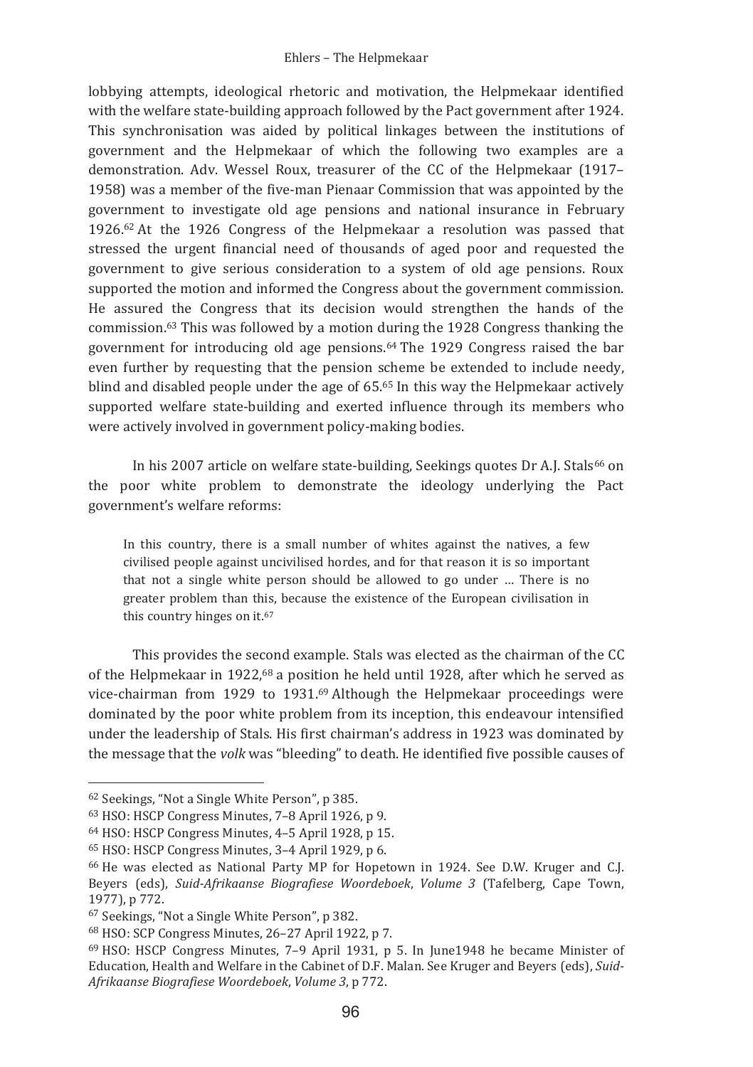lobbying attempts, ideological rhetoric and motivation, the Helpmekaar identified with the welfare state-building approach followed by the Pact government after 1924. This synchronisation was aided by political linkages between the institutions of government and the Helpmekaar of which the following two examples are a demonstration. Adv. Wessel Roux, treasurer of the CC of the Helpmekaar (1917–1958) was a member of the five-man Pienaar Commission that was appointed by the government to investigate old age pensions and national insurance in February 1926.[62] At the 1926 Congress of the Helpmekaar a resolution was passed that stressed the urgent financial need of thousands of aged poor and requested the government to give serious consideration to a system of old age pensions. Roux supported the motion and informed the Congress about the government commission. He assured the Congress that its decision would strengthen the hands of the commission.[63] This was followed by a motion during the 1928 Congress thanking the government for introducing old age pensions.[64] The 1929 Congress raised the bar even further by requesting that the pension scheme be extended to include needy, blind and disabled people under the age of 65.[65] In this way the Helpmekaar actively supported welfare state-building and exerted influence through its members who were actively involved in government policy-making bodies.

In his 2007 article on welfare state-building, Seekings quotes Dr A.J. Stals[66] on the poor white problem to demonstrate the ideology underlying the Pact government's welfare reforms:

> In this country, there is a small number of whites against the natives, a few civilised people against uncivilised hordes, and for that reason it is so important that not a single white person should be allowed to go under … There is no greater problem than this, because the existence of the European civilisation in this country hinges on it.[67]

This provides the second example. Stals was elected as the chairman of the CC of the Helpmekaar in 1922,[68] a position he held until 1928, after which he served as vice-chairman from 1929 to 1931.[69] Although the Helpmekaar proceedings were dominated by the poor white problem from its inception, this endeavour intensified under the leadership of Stals. His first chairman's address in 1923 was dominated by the message that the *volk* was "bleeding" to death. He identified five possible causes of

---

[62] Seekings, "Not a Single White Person", p 385.

[63] HSO: HSCP Congress Minutes, 7–8 April 1926, p 9.

[64] HSO: HSCP Congress Minutes, 4–5 April 1928, p 15.

[65] HSO: HSCP Congress Minutes, 3–4 April 1929, p 6.

[66] He was elected as National Party MP for Hopetown in 1924. See D.W. Kruger and C.J. Beyers (eds), *Suid-Afrikaanse Biografiese Woordeboek*, *Volume 3* (Tafelberg, Cape Town, 1977), p 772.

[67] Seekings, "Not a Single White Person", p 382.

[68] HSO: SCP Congress Minutes, 26–27 April 1922, p 7.

[69] HSO: HSCP Congress Minutes, 7–9 April 1931, p 5. In June1948 he became Minister of Education, Health and Welfare in the Cabinet of D.F. Malan. See Kruger and Beyers (eds), *Suid-Afrikaanse Biografiese Woordeboek*, *Volume 3*, p 772.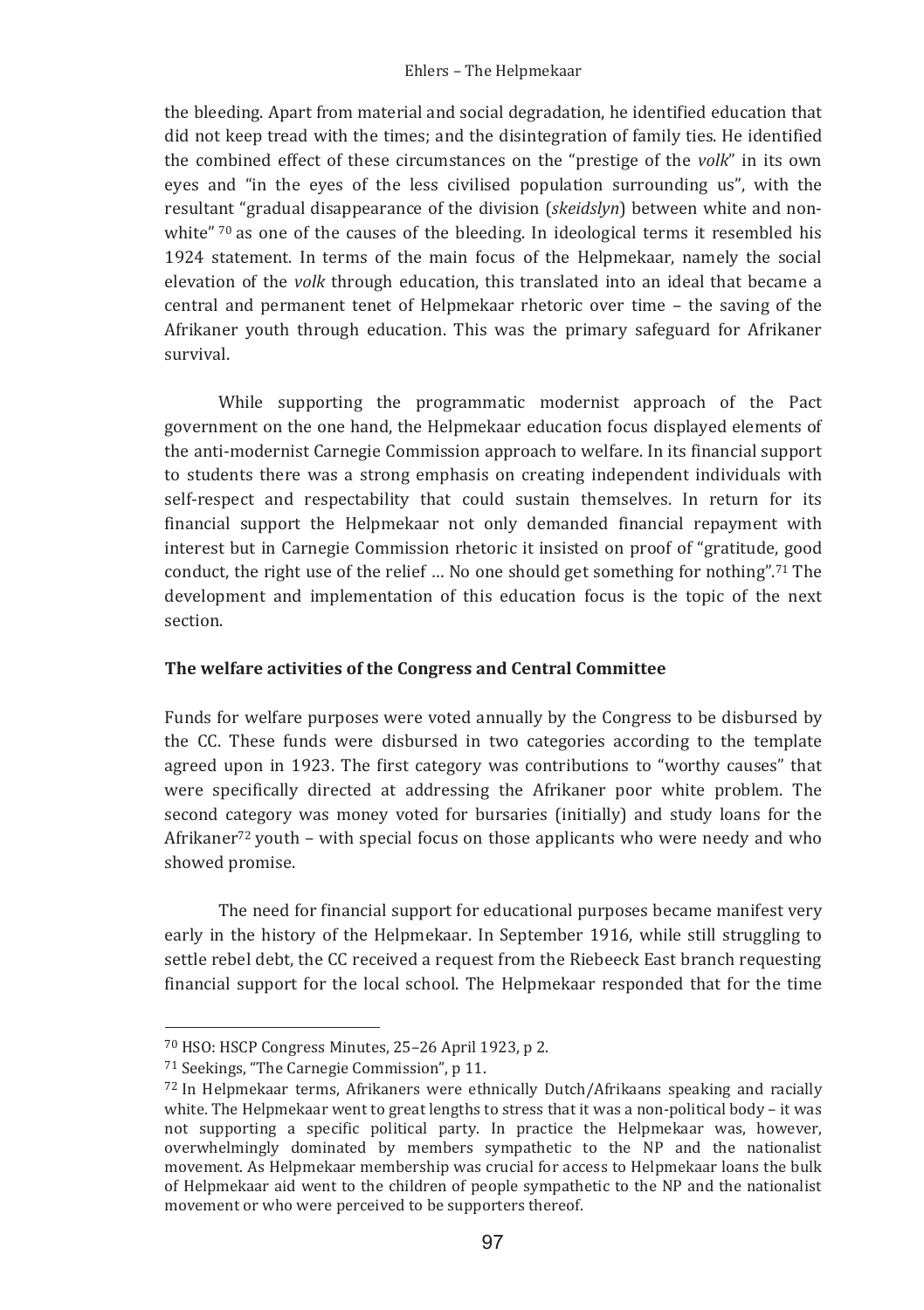the bleeding. Apart from material and social degradation, he identified education that did not keep tread with the times; and the disintegration of family ties. He identified the combined effect of these circumstances on the "prestige of the *volk*" in its own eyes and "in the eyes of the less civilised population surrounding us", with the resultant "gradual disappearance of the division (*skeidslyn*) between white and non-white" [70] as one of the causes of the bleeding. In ideological terms it resembled his 1924 statement. In terms of the main focus of the Helpmekaar, namely the social elevation of the *volk* through education, this translated into an ideal that became a central and permanent tenet of Helpmekaar rhetoric over time – the saving of the Afrikaner youth through education. This was the primary safeguard for Afrikaner survival.

While supporting the programmatic modernist approach of the Pact government on the one hand, the Helpmekaar education focus displayed elements of the anti-modernist Carnegie Commission approach to welfare. In its financial support to students there was a strong emphasis on creating independent individuals with self-respect and respectability that could sustain themselves. In return for its financial support the Helpmekaar not only demanded financial repayment with interest but in Carnegie Commission rhetoric it insisted on proof of "gratitude, good conduct, the right use of the relief … No one should get something for nothing".[71] The development and implementation of this education focus is the topic of the next section.

**The welfare activities of the Congress and Central Committee**

Funds for welfare purposes were voted annually by the Congress to be disbursed by the CC. These funds were disbursed in two categories according to the template agreed upon in 1923. The first category was contributions to "worthy causes" that were specifically directed at addressing the Afrikaner poor white problem. The second category was money voted for bursaries (initially) and study loans for the Afrikaner[72] youth – with special focus on those applicants who were needy and who showed promise.

The need for financial support for educational purposes became manifest very early in the history of the Helpmekaar. In September 1916, while still struggling to settle rebel debt, the CC received a request from the Riebeeck East branch requesting financial support for the local school. The Helpmekaar responded that for the time

---

[70] HSO: HSCP Congress Minutes, 25–26 April 1923, p 2.

[71] Seekings, "The Carnegie Commission", p 11.

[72] In Helpmekaar terms, Afrikaners were ethnically Dutch/Afrikaans speaking and racially white. The Helpmekaar went to great lengths to stress that it was a non-political body – it was not supporting a specific political party. In practice the Helpmekaar was, however, overwhelmingly dominated by members sympathetic to the NP and the nationalist movement. As Helpmekaar membership was crucial for access to Helpmekaar loans the bulk of Helpmekaar aid went to the children of people sympathetic to the NP and the nationalist movement or who were perceived to be supporters thereof.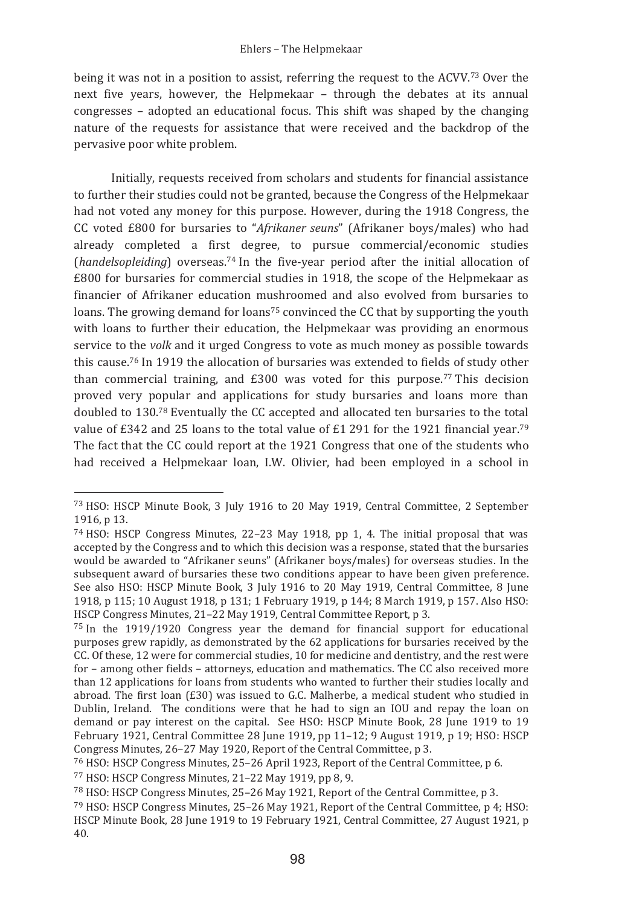being it was not in a position to assist, referring the request to the ACVV.[73] Over the next five years, however, the Helpmekaar – through the debates at its annual congresses – adopted an educational focus. This shift was shaped by the changing nature of the requests for assistance that were received and the backdrop of the pervasive poor white problem.

Initially, requests received from scholars and students for financial assistance to further their studies could not be granted, because the Congress of the Helpmekaar had not voted any money for this purpose. However, during the 1918 Congress, the CC voted £800 for bursaries to "*Afrikaner seuns*" (Afrikaner boys/males) who had already completed a first degree, to pursue commercial/economic studies (*handelsopleiding*) overseas.[74] In the five-year period after the initial allocation of £800 for bursaries for commercial studies in 1918, the scope of the Helpmekaar as financier of Afrikaner education mushroomed and also evolved from bursaries to loans. The growing demand for loans[75] convinced the CC that by supporting the youth with loans to further their education, the Helpmekaar was providing an enormous service to the *volk* and it urged Congress to vote as much money as possible towards this cause.[76] In 1919 the allocation of bursaries was extended to fields of study other than commercial training, and £300 was voted for this purpose.[77] This decision proved very popular and applications for study bursaries and loans more than doubled to 130.[78] Eventually the CC accepted and allocated ten bursaries to the total value of £342 and 25 loans to the total value of £1 291 for the 1921 financial year.[79] The fact that the CC could report at the 1921 Congress that one of the students who had received a Helpmekaar loan, I.W. Olivier, had been employed in a school in

---

[73] HSO: HSCP Minute Book, 3 July 1916 to 20 May 1919, Central Committee, 2 September 1916, p 13.

[74] HSO: HSCP Congress Minutes, 22–23 May 1918, pp 1, 4. The initial proposal that was accepted by the Congress and to which this decision was a response, stated that the bursaries would be awarded to "Afrikaner seuns" (Afrikaner boys/males) for overseas studies. In the subsequent award of bursaries these two conditions appear to have been given preference. See also HSO: HSCP Minute Book, 3 July 1916 to 20 May 1919, Central Committee, 8 June 1918, p 115; 10 August 1918, p 131; 1 February 1919, p 144; 8 March 1919, p 157. Also HSO: HSCP Congress Minutes, 21–22 May 1919, Central Committee Report, p 3.

[75] In the 1919/1920 Congress year the demand for financial support for educational purposes grew rapidly, as demonstrated by the 62 applications for bursaries received by the CC. Of these, 12 were for commercial studies, 10 for medicine and dentistry, and the rest were for – among other fields – attorneys, education and mathematics. The CC also received more than 12 applications for loans from students who wanted to further their studies locally and abroad. The first loan (£30) was issued to G.C. Malherbe, a medical student who studied in Dublin, Ireland. The conditions were that he had to sign an IOU and repay the loan on demand or pay interest on the capital. See HSO: HSCP Minute Book, 28 June 1919 to 19 February 1921, Central Committee 28 June 1919, pp 11–12; 9 August 1919, p 19; HSO: HSCP Congress Minutes, 26–27 May 1920, Report of the Central Committee, p 3.

[76] HSO: HSCP Congress Minutes, 25–26 April 1923, Report of the Central Committee, p 6.

[77] HSO: HSCP Congress Minutes, 21–22 May 1919, pp 8, 9.

[78] HSO: HSCP Congress Minutes, 25–26 May 1921, Report of the Central Committee, p 3.

[79] HSO: HSCP Congress Minutes, 25–26 May 1921, Report of the Central Committee, p 4; HSO: HSCP Minute Book, 28 June 1919 to 19 February 1921, Central Committee, 27 August 1921, p 40.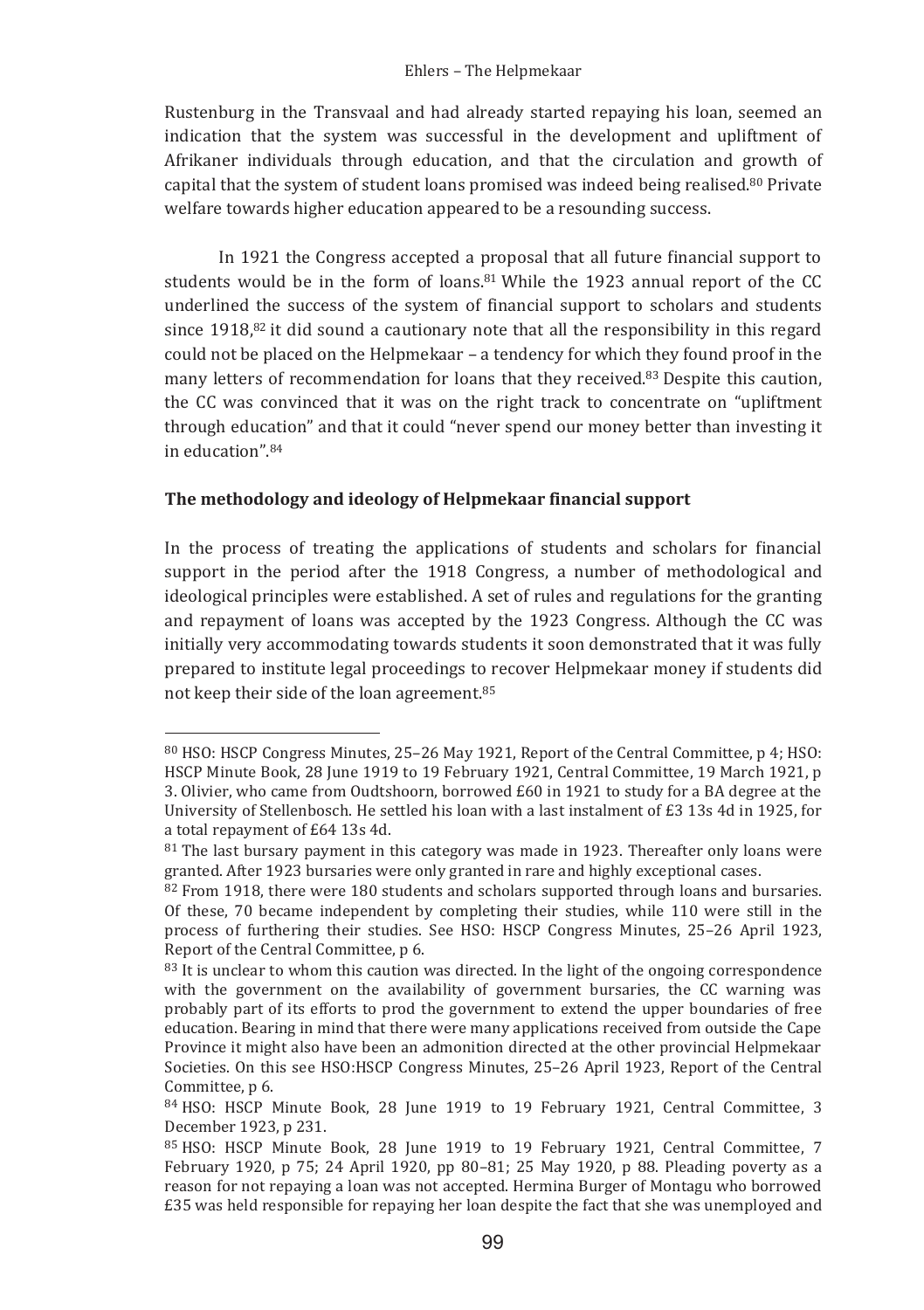Rustenburg in the Transvaal and had already started repaying his loan, seemed an indication that the system was successful in the development and upliftment of Afrikaner individuals through education, and that the circulation and growth of capital that the system of student loans promised was indeed being realised.[80] Private welfare towards higher education appeared to be a resounding success.

In 1921 the Congress accepted a proposal that all future financial support to students would be in the form of loans.[81] While the 1923 annual report of the CC underlined the success of the system of financial support to scholars and students since 1918,[82] it did sound a cautionary note that all the responsibility in this regard could not be placed on the Helpmekaar – a tendency for which they found proof in the many letters of recommendation for loans that they received.[83] Despite this caution, the CC was convinced that it was on the right track to concentrate on "upliftment through education" and that it could "never spend our money better than investing it in education".[84]

### The methodology and ideology of Helpmekaar financial support

In the process of treating the applications of students and scholars for financial support in the period after the 1918 Congress, a number of methodological and ideological principles were established. A set of rules and regulations for the granting and repayment of loans was accepted by the 1923 Congress. Although the CC was initially very accommodating towards students it soon demonstrated that it was fully prepared to institute legal proceedings to recover Helpmekaar money if students did not keep their side of the loan agreement.[85]

---

[80] HSO: HSCP Congress Minutes, 25–26 May 1921, Report of the Central Committee, p 4; HSO: HSCP Minute Book, 28 June 1919 to 19 February 1921, Central Committee, 19 March 1921, p 3. Olivier, who came from Oudtshoorn, borrowed £60 in 1921 to study for a BA degree at the University of Stellenbosch. He settled his loan with a last instalment of £3 13s 4d in 1925, for a total repayment of £64 13s 4d.

[81] The last bursary payment in this category was made in 1923. Thereafter only loans were granted. After 1923 bursaries were only granted in rare and highly exceptional cases.

[82] From 1918, there were 180 students and scholars supported through loans and bursaries. Of these, 70 became independent by completing their studies, while 110 were still in the process of furthering their studies. See HSO: HSCP Congress Minutes, 25–26 April 1923, Report of the Central Committee, p 6.

[83] It is unclear to whom this caution was directed. In the light of the ongoing correspondence with the government on the availability of government bursaries, the CC warning was probably part of its efforts to prod the government to extend the upper boundaries of free education. Bearing in mind that there were many applications received from outside the Cape Province it might also have been an admonition directed at the other provincial Helpmekaar Societies. On this see HSO:HSCP Congress Minutes, 25–26 April 1923, Report of the Central Committee, p 6.

[84] HSO: HSCP Minute Book, 28 June 1919 to 19 February 1921, Central Committee, 3 December 1923, p 231.

[85] HSO: HSCP Minute Book, 28 June 1919 to 19 February 1921, Central Committee, 7 February 1920, p 75; 24 April 1920, pp 80–81; 25 May 1920, p 88. Pleading poverty as a reason for not repaying a loan was not accepted. Hermina Burger of Montagu who borrowed £35 was held responsible for repaying her loan despite the fact that she was unemployed and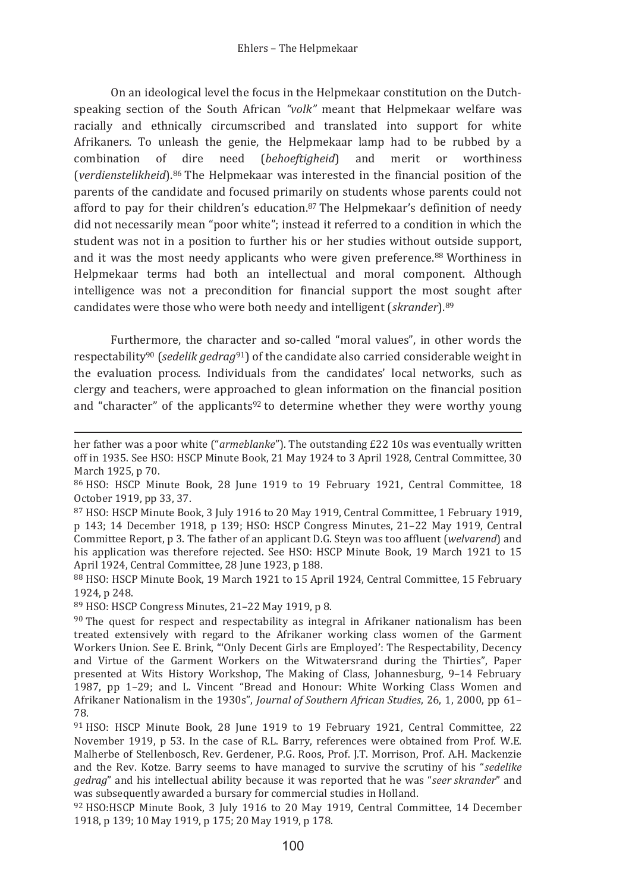On an ideological level the focus in the Helpmekaar constitution on the Dutch-speaking section of the South African *"volk"* meant that Helpmekaar welfare was racially and ethnically circumscribed and translated into support for white Afrikaners. To unleash the genie, the Helpmekaar lamp had to be rubbed by a combination of dire need (*behoeftigheid*) and merit or worthiness (*verdienstelikheid*).[86] The Helpmekaar was interested in the financial position of the parents of the candidate and focused primarily on students whose parents could not afford to pay for their children's education.[87] The Helpmekaar's definition of needy did not necessarily mean "poor white"; instead it referred to a condition in which the student was not in a position to further his or her studies without outside support, and it was the most needy applicants who were given preference.[88] Worthiness in Helpmekaar terms had both an intellectual and moral component. Although intelligence was not a precondition for financial support the most sought after candidates were those who were both needy and intelligent (*skrander*).[89]

Furthermore, the character and so-called "moral values", in other words the respectability[90] (*sedelik gedrag*[91]) of the candidate also carried considerable weight in the evaluation process. Individuals from the candidates' local networks, such as clergy and teachers, were approached to glean information on the financial position and "character" of the applicants[92] to determine whether they were worthy young

---

her father was a poor white ("*armeblanke*"). The outstanding £22 10s was eventually written off in 1935. See HSO: HSCP Minute Book, 21 May 1924 to 3 April 1928, Central Committee, 30 March 1925, p 70.

[86] HSO: HSCP Minute Book, 28 June 1919 to 19 February 1921, Central Committee, 18 October 1919, pp 33, 37.

[87] HSO: HSCP Minute Book, 3 July 1916 to 20 May 1919, Central Committee, 1 February 1919, p 143; 14 December 1918, p 139; HSO: HSCP Congress Minutes, 21–22 May 1919, Central Committee Report, p 3. The father of an applicant D.G. Steyn was too affluent (*welvarend*) and his application was therefore rejected. See HSO: HSCP Minute Book, 19 March 1921 to 15 April 1924, Central Committee, 28 June 1923, p 188.

[88] HSO: HSCP Minute Book, 19 March 1921 to 15 April 1924, Central Committee, 15 February 1924, p 248.

[89] HSO: HSCP Congress Minutes, 21–22 May 1919, p 8.

[90] The quest for respect and respectability as integral in Afrikaner nationalism has been treated extensively with regard to the Afrikaner working class women of the Garment Workers Union. See E. Brink, "'Only Decent Girls are Employed': The Respectability, Decency and Virtue of the Garment Workers on the Witwatersrand during the Thirties", Paper presented at Wits History Workshop, The Making of Class, Johannesburg, 9–14 February 1987, pp 1–29; and L. Vincent "Bread and Honour: White Working Class Women and Afrikaner Nationalism in the 1930s", *Journal of Southern African Studies*, 26, 1, 2000, pp 61–78.

[91] HSO: HSCP Minute Book, 28 June 1919 to 19 February 1921, Central Committee, 22 November 1919, p 53. In the case of R.L. Barry, references were obtained from Prof. W.E. Malherbe of Stellenbosch, Rev. Gerdener, P.G. Roos, Prof. J.T. Morrison, Prof. A.H. Mackenzie and the Rev. Kotze. Barry seems to have managed to survive the scrutiny of his "*sedelike gedrag*" and his intellectual ability because it was reported that he was "*seer skrander*" and was subsequently awarded a bursary for commercial studies in Holland.

[92] HSO:HSCP Minute Book, 3 July 1916 to 20 May 1919, Central Committee, 14 December 1918, p 139; 10 May 1919, p 175; 20 May 1919, p 178.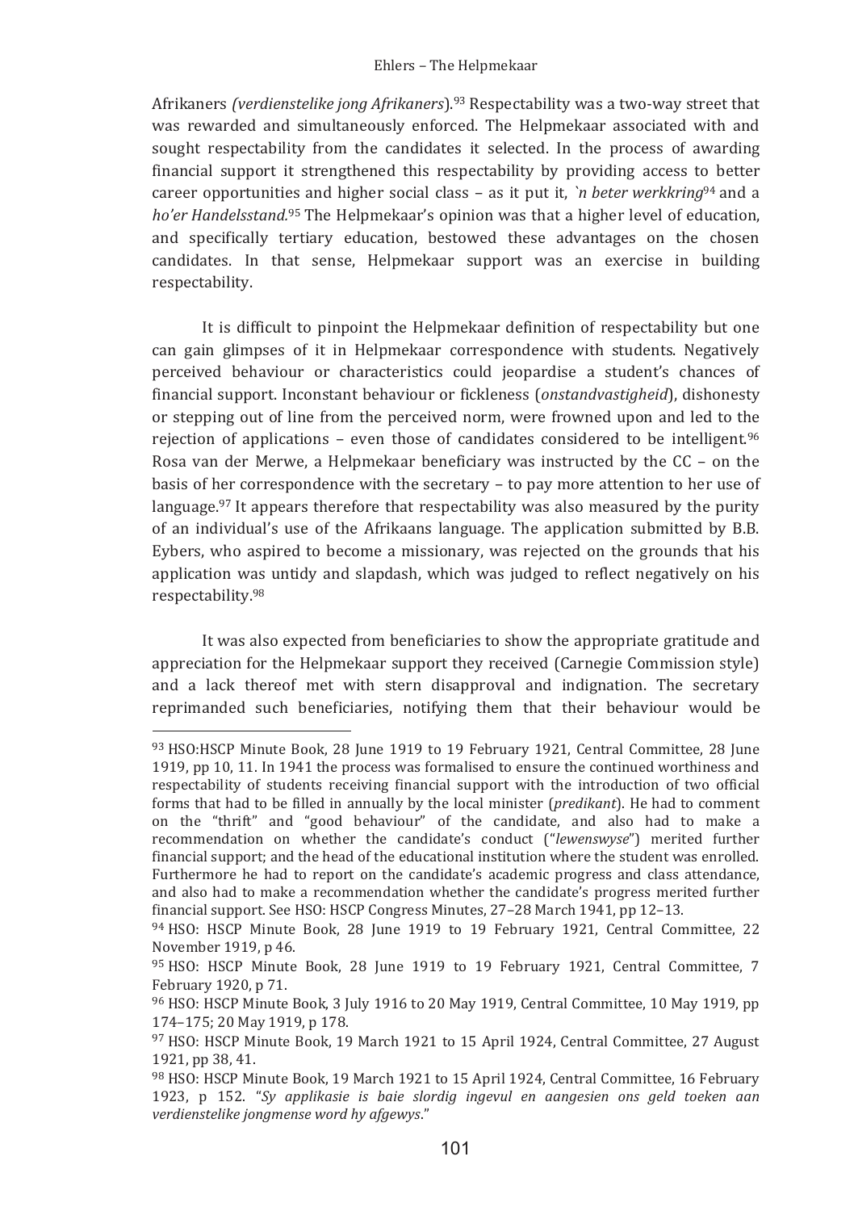Afrikaners *(verdienstelike jong Afrikaners*).[93] Respectability was a two-way street that was rewarded and simultaneously enforced. The Helpmekaar associated with and sought respectability from the candidates it selected. In the process of awarding financial support it strengthened this respectability by providing access to better career opportunities and higher social class – as it put it, *`n beter werkkring*[94] and a *ho'er Handelsstand*.[95] The Helpmekaar's opinion was that a higher level of education, and specifically tertiary education, bestowed these advantages on the chosen candidates. In that sense, Helpmekaar support was an exercise in building respectability.

It is difficult to pinpoint the Helpmekaar definition of respectability but one can gain glimpses of it in Helpmekaar correspondence with students. Negatively perceived behaviour or characteristics could jeopardise a student's chances of financial support. Inconstant behaviour or fickleness (*onstandvastigheid*), dishonesty or stepping out of line from the perceived norm, were frowned upon and led to the rejection of applications – even those of candidates considered to be intelligent.[96] Rosa van der Merwe, a Helpmekaar beneficiary was instructed by the CC – on the basis of her correspondence with the secretary – to pay more attention to her use of language.[97] It appears therefore that respectability was also measured by the purity of an individual's use of the Afrikaans language. The application submitted by B.B. Eybers, who aspired to become a missionary, was rejected on the grounds that his application was untidy and slapdash, which was judged to reflect negatively on his respectability.[98]

It was also expected from beneficiaries to show the appropriate gratitude and appreciation for the Helpmekaar support they received (Carnegie Commission style) and a lack thereof met with stern disapproval and indignation. The secretary reprimanded such beneficiaries, notifying them that their behaviour would be

---

[93] HSO:HSCP Minute Book, 28 June 1919 to 19 February 1921, Central Committee, 28 June 1919, pp 10, 11. In 1941 the process was formalised to ensure the continued worthiness and respectability of students receiving financial support with the introduction of two official forms that had to be filled in annually by the local minister (*predikant*). He had to comment on the "thrift" and "good behaviour" of the candidate, and also had to make a recommendation on whether the candidate's conduct ("*lewenswyse*") merited further financial support; and the head of the educational institution where the student was enrolled. Furthermore he had to report on the candidate's academic progress and class attendance, and also had to make a recommendation whether the candidate's progress merited further financial support. See HSO: HSCP Congress Minutes, 27–28 March 1941, pp 12–13.

[94] HSO: HSCP Minute Book, 28 June 1919 to 19 February 1921, Central Committee, 22 November 1919, p 46.

[95] HSO: HSCP Minute Book, 28 June 1919 to 19 February 1921, Central Committee, 7 February 1920, p 71.

[96] HSO: HSCP Minute Book, 3 July 1916 to 20 May 1919, Central Committee, 10 May 1919, pp 174–175; 20 May 1919, p 178.

[97] HSO: HSCP Minute Book, 19 March 1921 to 15 April 1924, Central Committee, 27 August 1921, pp 38, 41.

[98] HSO: HSCP Minute Book, 19 March 1921 to 15 April 1924, Central Committee, 16 February 1923, p 152. "*Sy applikasie is baie slordig ingevul en aangesien ons geld toeken aan verdienstelike jongmense word hy afgewys*."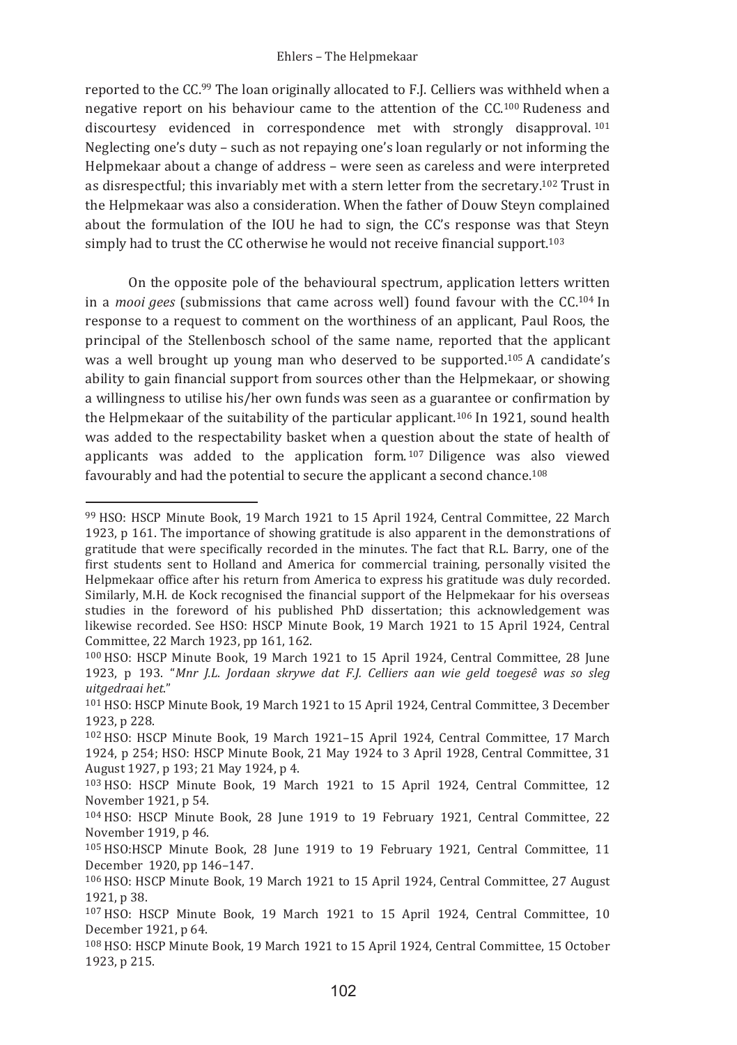reported to the CC.[99] The loan originally allocated to F.J. Celliers was withheld when a negative report on his behaviour came to the attention of the CC.[100] Rudeness and discourtesy evidenced in correspondence met with strongly disapproval.[101] Neglecting one's duty – such as not repaying one's loan regularly or not informing the Helpmekaar about a change of address – were seen as careless and were interpreted as disrespectful; this invariably met with a stern letter from the secretary.[102] Trust in the Helpmekaar was also a consideration. When the father of Douw Steyn complained about the formulation of the IOU he had to sign, the CC's response was that Steyn simply had to trust the CC otherwise he would not receive financial support.[103]

On the opposite pole of the behavioural spectrum, application letters written in a *mooi gees* (submissions that came across well) found favour with the CC.[104] In response to a request to comment on the worthiness of an applicant, Paul Roos, the principal of the Stellenbosch school of the same name, reported that the applicant was a well brought up young man who deserved to be supported.[105] A candidate's ability to gain financial support from sources other than the Helpmekaar, or showing a willingness to utilise his/her own funds was seen as a guarantee or confirmation by the Helpmekaar of the suitability of the particular applicant.[106] In 1921, sound health was added to the respectability basket when a question about the state of health of applicants was added to the application form.[107] Diligence was also viewed favourably and had the potential to secure the applicant a second chance.[108]

---

[99] HSO: HSCP Minute Book, 19 March 1921 to 15 April 1924, Central Committee, 22 March 1923, p 161. The importance of showing gratitude is also apparent in the demonstrations of gratitude that were specifically recorded in the minutes. The fact that R.L. Barry, one of the first students sent to Holland and America for commercial training, personally visited the Helpmekaar office after his return from America to express his gratitude was duly recorded. Similarly, M.H. de Kock recognised the financial support of the Helpmekaar for his overseas studies in the foreword of his published PhD dissertation; this acknowledgement was likewise recorded. See HSO: HSCP Minute Book, 19 March 1921 to 15 April 1924, Central Committee, 22 March 1923, pp 161, 162.

[100] HSO: HSCP Minute Book, 19 March 1921 to 15 April 1924, Central Committee, 28 June 1923, p 193. "*Mnr J.L. Jordaan skrywe dat F.J. Celliers aan wie geld toegesê was so sleg uitgedraai het.*"

[101] HSO: HSCP Minute Book, 19 March 1921 to 15 April 1924, Central Committee, 3 December 1923, p 228.

[102] HSO: HSCP Minute Book, 19 March 1921–15 April 1924, Central Committee, 17 March 1924, p 254; HSO: HSCP Minute Book, 21 May 1924 to 3 April 1928, Central Committee, 31 August 1927, p 193; 21 May 1924, p 4.

[103] HSO: HSCP Minute Book, 19 March 1921 to 15 April 1924, Central Committee, 12 November 1921, p 54.

[104] HSO: HSCP Minute Book, 28 June 1919 to 19 February 1921, Central Committee, 22 November 1919, p 46.

[105] HSO:HSCP Minute Book, 28 June 1919 to 19 February 1921, Central Committee, 11 December 1920, pp 146–147.

[106] HSO: HSCP Minute Book, 19 March 1921 to 15 April 1924, Central Committee, 27 August 1921, p 38.

[107] HSO: HSCP Minute Book, 19 March 1921 to 15 April 1924, Central Committee, 10 December 1921, p 64.

[108] HSO: HSCP Minute Book, 19 March 1921 to 15 April 1924, Central Committee, 15 October 1923, p 215.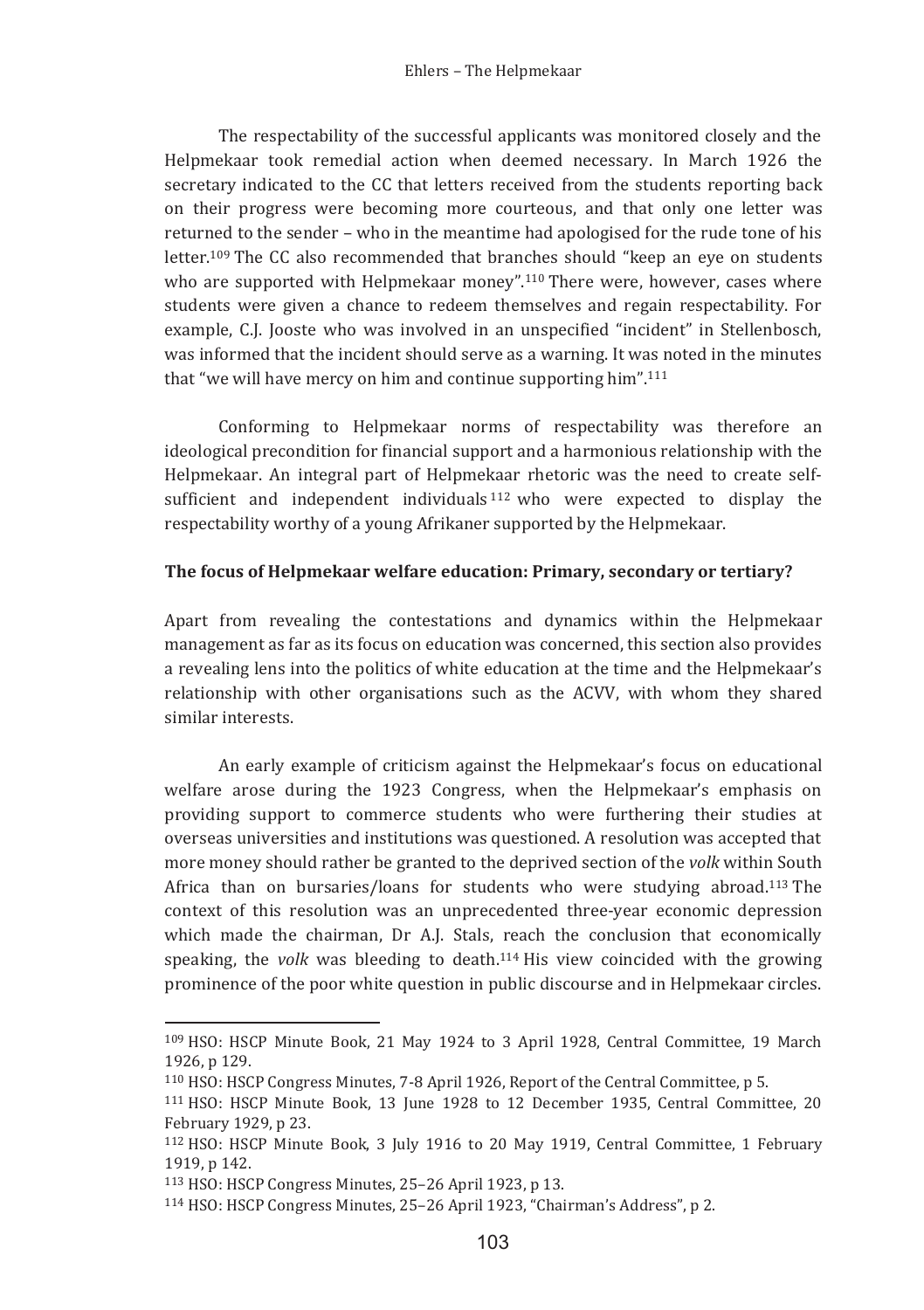The respectability of the successful applicants was monitored closely and the Helpmekaar took remedial action when deemed necessary. In March 1926 the secretary indicated to the CC that letters received from the students reporting back on their progress were becoming more courteous, and that only one letter was returned to the sender – who in the meantime had apologised for the rude tone of his letter.[109] The CC also recommended that branches should "keep an eye on students who are supported with Helpmekaar money".[110] There were, however, cases where students were given a chance to redeem themselves and regain respectability. For example, C.J. Jooste who was involved in an unspecified "incident" in Stellenbosch, was informed that the incident should serve as a warning. It was noted in the minutes that "we will have mercy on him and continue supporting him".[111]

Conforming to Helpmekaar norms of respectability was therefore an ideological precondition for financial support and a harmonious relationship with the Helpmekaar. An integral part of Helpmekaar rhetoric was the need to create self-sufficient and independent individuals[112] who were expected to display the respectability worthy of a young Afrikaner supported by the Helpmekaar.

**The focus of Helpmekaar welfare education: Primary, secondary or tertiary?**

Apart from revealing the contestations and dynamics within the Helpmekaar management as far as its focus on education was concerned, this section also provides a revealing lens into the politics of white education at the time and the Helpmekaar's relationship with other organisations such as the ACVV, with whom they shared similar interests.

An early example of criticism against the Helpmekaar's focus on educational welfare arose during the 1923 Congress, when the Helpmekaar's emphasis on providing support to commerce students who were furthering their studies at overseas universities and institutions was questioned. A resolution was accepted that more money should rather be granted to the deprived section of the *volk* within South Africa than on bursaries/loans for students who were studying abroad.[113] The context of this resolution was an unprecedented three-year economic depression which made the chairman, Dr A.J. Stals, reach the conclusion that economically speaking, the *volk* was bleeding to death.[114] His view coincided with the growing prominence of the poor white question in public discourse and in Helpmekaar circles.

---

[109] HSO: HSCP Minute Book, 21 May 1924 to 3 April 1928, Central Committee, 19 March 1926, p 129.

[110] HSO: HSCP Congress Minutes, 7-8 April 1926, Report of the Central Committee, p 5.

[111] HSO: HSCP Minute Book, 13 June 1928 to 12 December 1935, Central Committee, 20 February 1929, p 23.

[112] HSO: HSCP Minute Book, 3 July 1916 to 20 May 1919, Central Committee, 1 February 1919, p 142.

[113] HSO: HSCP Congress Minutes, 25–26 April 1923, p 13.

[114] HSO: HSCP Congress Minutes, 25–26 April 1923, "Chairman's Address", p 2.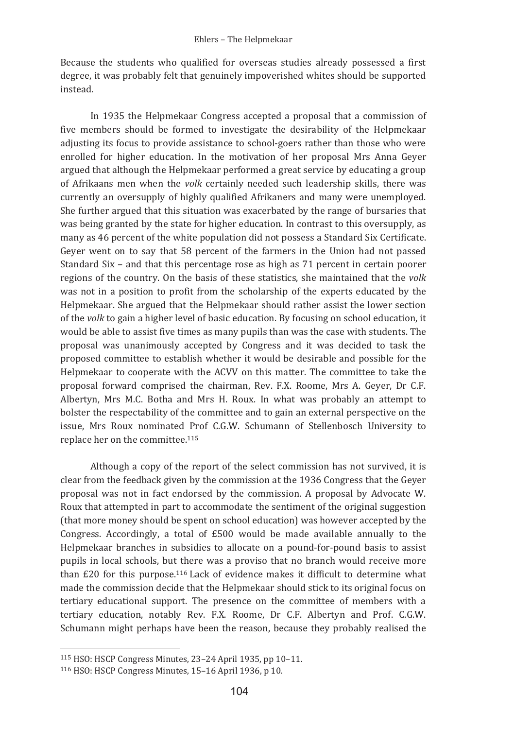Because the students who qualified for overseas studies already possessed a first degree, it was probably felt that genuinely impoverished whites should be supported instead.

In 1935 the Helpmekaar Congress accepted a proposal that a commission of five members should be formed to investigate the desirability of the Helpmekaar adjusting its focus to provide assistance to school-goers rather than those who were enrolled for higher education. In the motivation of her proposal Mrs Anna Geyer argued that although the Helpmekaar performed a great service by educating a group of Afrikaans men when the *volk* certainly needed such leadership skills, there was currently an oversupply of highly qualified Afrikaners and many were unemployed. She further argued that this situation was exacerbated by the range of bursaries that was being granted by the state for higher education. In contrast to this oversupply, as many as 46 percent of the white population did not possess a Standard Six Certificate. Geyer went on to say that 58 percent of the farmers in the Union had not passed Standard Six – and that this percentage rose as high as 71 percent in certain poorer regions of the country. On the basis of these statistics, she maintained that the *volk* was not in a position to profit from the scholarship of the experts educated by the Helpmekaar. She argued that the Helpmekaar should rather assist the lower section of the *volk* to gain a higher level of basic education. By focusing on school education, it would be able to assist five times as many pupils than was the case with students. The proposal was unanimously accepted by Congress and it was decided to task the proposed committee to establish whether it would be desirable and possible for the Helpmekaar to cooperate with the ACVV on this matter. The committee to take the proposal forward comprised the chairman, Rev. F.X. Roome, Mrs A. Geyer, Dr C.F. Albertyn, Mrs M.C. Botha and Mrs H. Roux. In what was probably an attempt to bolster the respectability of the committee and to gain an external perspective on the issue, Mrs Roux nominated Prof C.G.W. Schumann of Stellenbosch University to replace her on the committee.[115]

Although a copy of the report of the select commission has not survived, it is clear from the feedback given by the commission at the 1936 Congress that the Geyer proposal was not in fact endorsed by the commission. A proposal by Advocate W. Roux that attempted in part to accommodate the sentiment of the original suggestion (that more money should be spent on school education) was however accepted by the Congress. Accordingly, a total of £500 would be made available annually to the Helpmekaar branches in subsidies to allocate on a pound-for-pound basis to assist pupils in local schools, but there was a proviso that no branch would receive more than £20 for this purpose.[116] Lack of evidence makes it difficult to determine what made the commission decide that the Helpmekaar should stick to its original focus on tertiary educational support. The presence on the committee of members with a tertiary education, notably Rev. F.X. Roome, Dr C.F. Albertyn and Prof. C.G.W. Schumann might perhaps have been the reason, because they probably realised the

---

[115] HSO: HSCP Congress Minutes, 23–24 April 1935, pp 10–11.

[116] HSO: HSCP Congress Minutes, 15–16 April 1936, p 10.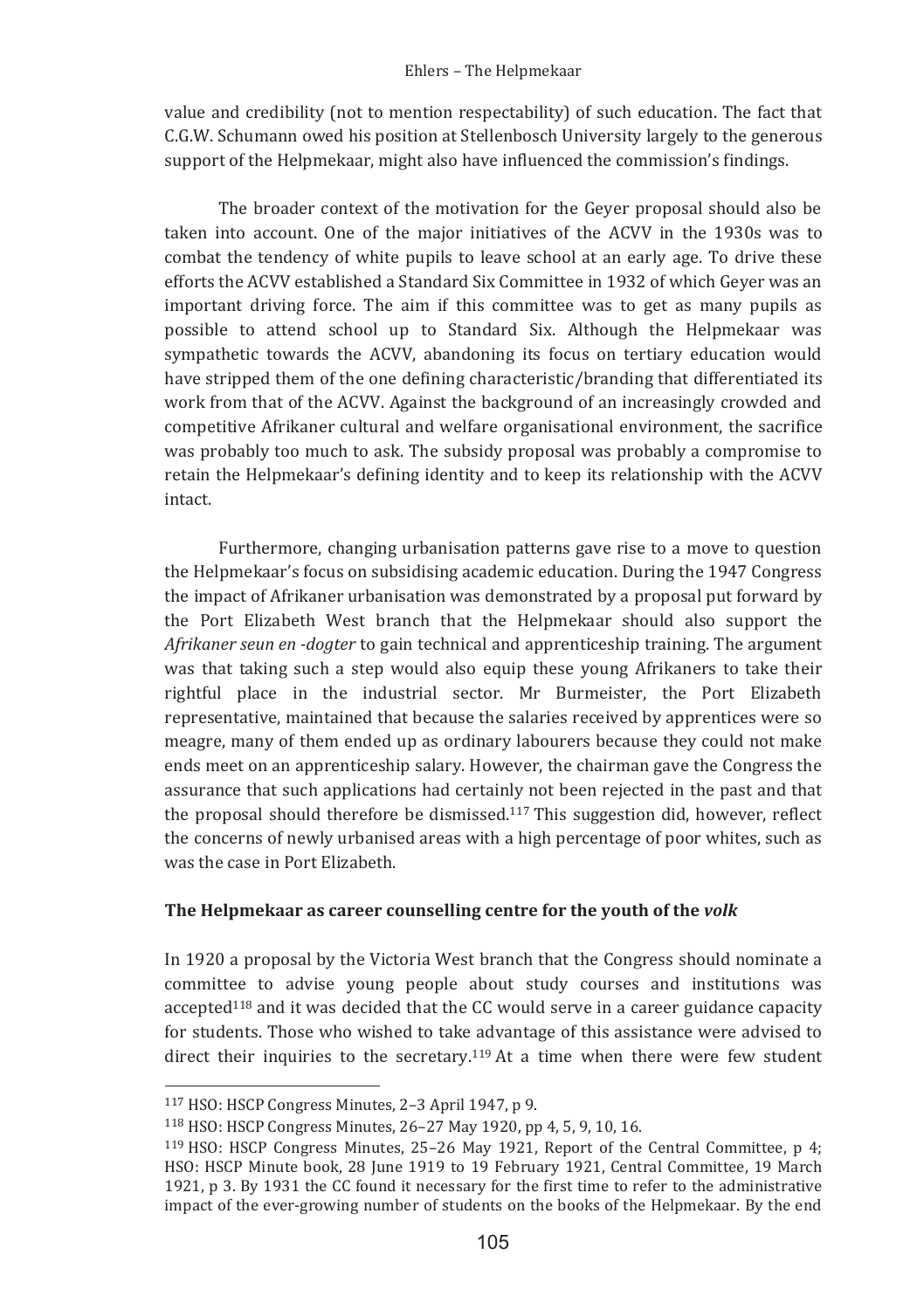value and credibility (not to mention respectability) of such education. The fact that C.G.W. Schumann owed his position at Stellenbosch University largely to the generous support of the Helpmekaar, might also have influenced the commission's findings.

The broader context of the motivation for the Geyer proposal should also be taken into account. One of the major initiatives of the ACVV in the 1930s was to combat the tendency of white pupils to leave school at an early age. To drive these efforts the ACVV established a Standard Six Committee in 1932 of which Geyer was an important driving force. The aim if this committee was to get as many pupils as possible to attend school up to Standard Six. Although the Helpmekaar was sympathetic towards the ACVV, abandoning its focus on tertiary education would have stripped them of the one defining characteristic/branding that differentiated its work from that of the ACVV. Against the background of an increasingly crowded and competitive Afrikaner cultural and welfare organisational environment, the sacrifice was probably too much to ask. The subsidy proposal was probably a compromise to retain the Helpmekaar's defining identity and to keep its relationship with the ACVV intact.

Furthermore, changing urbanisation patterns gave rise to a move to question the Helpmekaar's focus on subsidising academic education. During the 1947 Congress the impact of Afrikaner urbanisation was demonstrated by a proposal put forward by the Port Elizabeth West branch that the Helpmekaar should also support the *Afrikaner seun en -dogter* to gain technical and apprenticeship training. The argument was that taking such a step would also equip these young Afrikaners to take their rightful place in the industrial sector. Mr Burmeister, the Port Elizabeth representative, maintained that because the salaries received by apprentices were so meagre, many of them ended up as ordinary labourers because they could not make ends meet on an apprenticeship salary. However, the chairman gave the Congress the assurance that such applications had certainly not been rejected in the past and that the proposal should therefore be dismissed.[117] This suggestion did, however, reflect the concerns of newly urbanised areas with a high percentage of poor whites, such as was the case in Port Elizabeth.

**The Helpmekaar as career counselling centre for the youth of the *volk***

In 1920 a proposal by the Victoria West branch that the Congress should nominate a committee to advise young people about study courses and institutions was accepted[118] and it was decided that the CC would serve in a career guidance capacity for students. Those who wished to take advantage of this assistance were advised to direct their inquiries to the secretary.[119] At a time when there were few student

---

[117] HSO: HSCP Congress Minutes, 2–3 April 1947, p 9.

[118] HSO: HSCP Congress Minutes, 26–27 May 1920, pp 4, 5, 9, 10, 16.

[119] HSO: HSCP Congress Minutes, 25–26 May 1921, Report of the Central Committee, p 4; HSO: HSCP Minute book, 28 June 1919 to 19 February 1921, Central Committee, 19 March 1921, p 3. By 1931 the CC found it necessary for the first time to refer to the administrative impact of the ever-growing number of students on the books of the Helpmekaar. By the end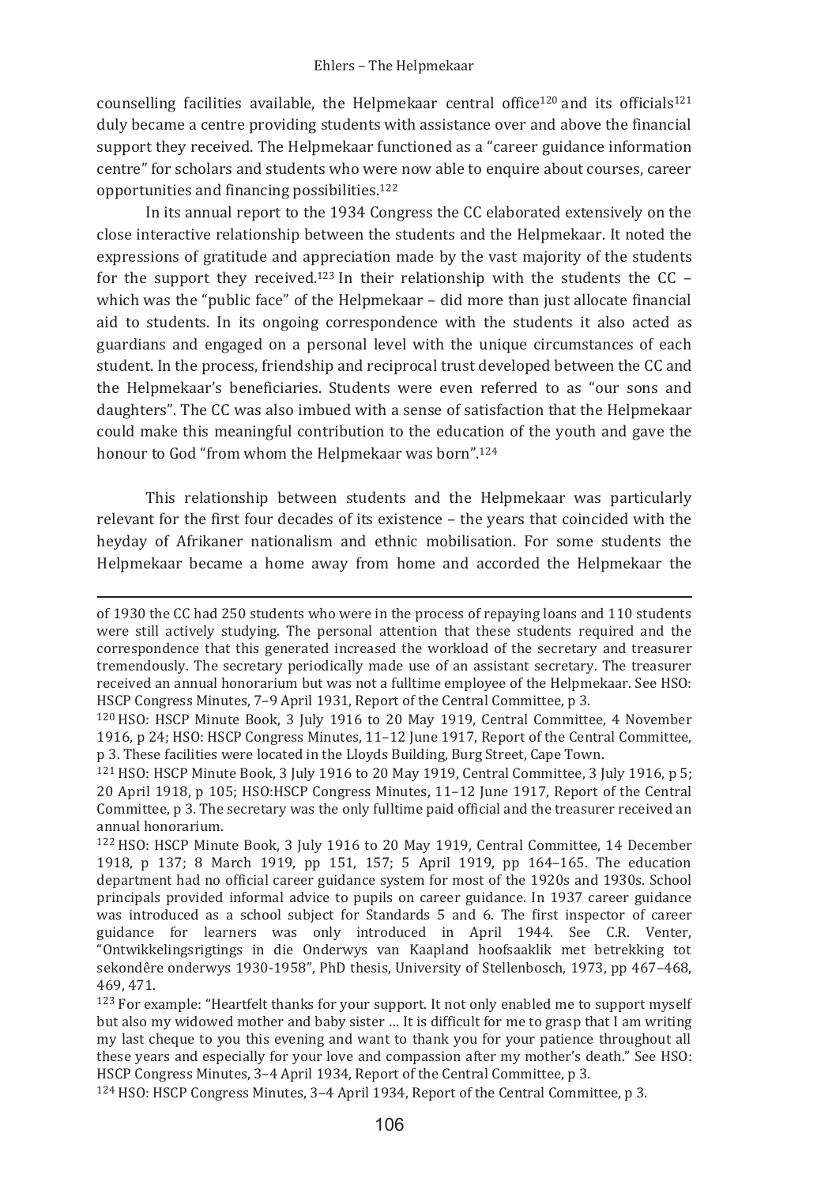counselling facilities available, the Helpmekaar central office[120] and its officials[121] duly became a centre providing students with assistance over and above the financial support they received. The Helpmekaar functioned as a "career guidance information centre" for scholars and students who were now able to enquire about courses, career opportunities and financing possibilities.[122]

In its annual report to the 1934 Congress the CC elaborated extensively on the close interactive relationship between the students and the Helpmekaar. It noted the expressions of gratitude and appreciation made by the vast majority of the students for the support they received.[123] In their relationship with the students the CC – which was the "public face" of the Helpmekaar – did more than just allocate financial aid to students. In its ongoing correspondence with the students it also acted as guardians and engaged on a personal level with the unique circumstances of each student. In the process, friendship and reciprocal trust developed between the CC and the Helpmekaar's beneficiaries. Students were even referred to as "our sons and daughters". The CC was also imbued with a sense of satisfaction that the Helpmekaar could make this meaningful contribution to the education of the youth and gave the honour to God "from whom the Helpmekaar was born".[124]

This relationship between students and the Helpmekaar was particularly relevant for the first four decades of its existence – the years that coincided with the heyday of Afrikaner nationalism and ethnic mobilisation. For some students the Helpmekaar became a home away from home and accorded the Helpmekaar the

---

of 1930 the CC had 250 students who were in the process of repaying loans and 110 students were still actively studying. The personal attention that these students required and the correspondence that this generated increased the workload of the secretary and treasurer tremendously. The secretary periodically made use of an assistant secretary. The treasurer received an annual honorarium but was not a fulltime employee of the Helpmekaar. See HSO: HSCP Congress Minutes, 7–9 April 1931, Report of the Central Committee, p 3.

[120] HSO: HSCP Minute Book, 3 July 1916 to 20 May 1919, Central Committee, 4 November 1916, p 24; HSO: HSCP Congress Minutes, 11–12 June 1917, Report of the Central Committee, p 3. These facilities were located in the Lloyds Building, Burg Street, Cape Town.

[121] HSO: HSCP Minute Book, 3 July 1916 to 20 May 1919, Central Committee, 3 July 1916, p 5; 20 April 1918, p 105; HSO:HSCP Congress Minutes, 11–12 June 1917, Report of the Central Committee, p 3. The secretary was the only fulltime paid official and the treasurer received an annual honorarium.

[122] HSO: HSCP Minute Book, 3 July 1916 to 20 May 1919, Central Committee, 14 December 1918, p 137; 8 March 1919, pp 151, 157; 5 April 1919, pp 164–165. The education department had no official career guidance system for most of the 1920s and 1930s. School principals provided informal advice to pupils on career guidance. In 1937 career guidance was introduced as a school subject for Standards 5 and 6. The first inspector of career guidance for learners was only introduced in April 1944. See C.R. Venter, "Ontwikkelingsrigtings in die Onderwys van Kaapland hoofsaaklik met betrekking tot sekondêre onderwys 1930-1958", PhD thesis, University of Stellenbosch, 1973, pp 467–468, 469, 471.

[123] For example: "Heartfelt thanks for your support. It not only enabled me to support myself but also my widowed mother and baby sister … It is difficult for me to grasp that I am writing my last cheque to you this evening and want to thank you for your patience throughout all these years and especially for your love and compassion after my mother's death." See HSO: HSCP Congress Minutes, 3–4 April 1934, Report of the Central Committee, p 3.

[124] HSO: HSCP Congress Minutes, 3–4 April 1934, Report of the Central Committee, p 3.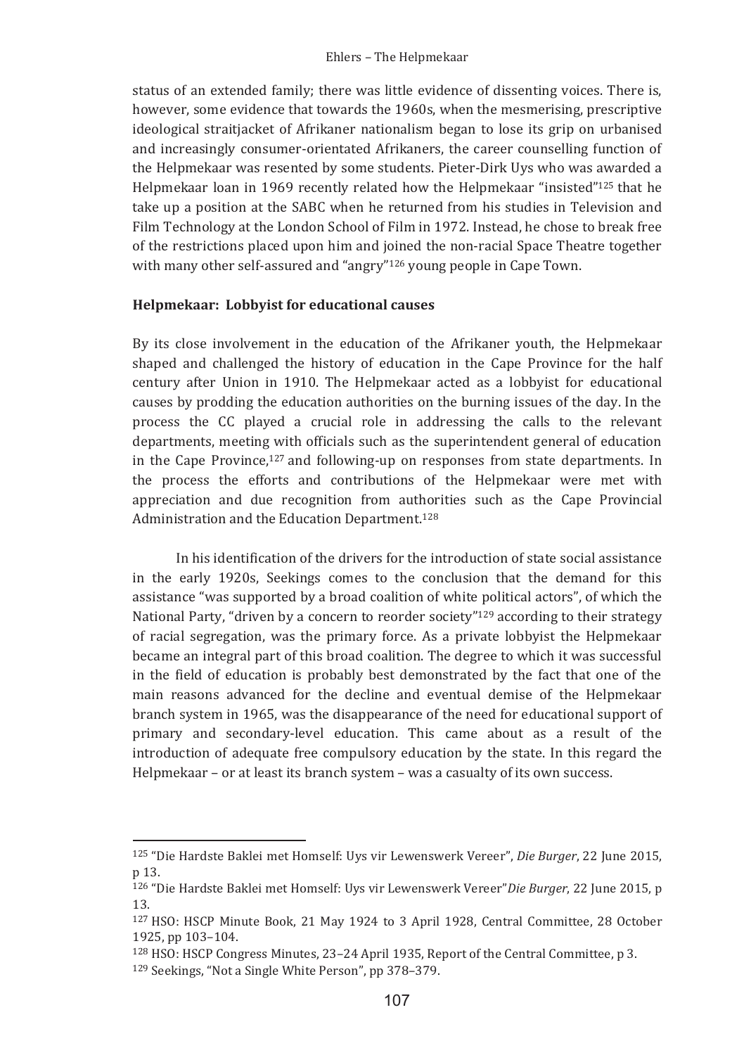status of an extended family; there was little evidence of dissenting voices. There is, however, some evidence that towards the 1960s, when the mesmerising, prescriptive ideological straitjacket of Afrikaner nationalism began to lose its grip on urbanised and increasingly consumer-orientated Afrikaners, the career counselling function of the Helpmekaar was resented by some students. Pieter-Dirk Uys who was awarded a Helpmekaar loan in 1969 recently related how the Helpmekaar "insisted"[125] that he take up a position at the SABC when he returned from his studies in Television and Film Technology at the London School of Film in 1972. Instead, he chose to break free of the restrictions placed upon him and joined the non-racial Space Theatre together with many other self-assured and "angry"[126] young people in Cape Town.

**Helpmekaar: Lobbyist for educational causes**

By its close involvement in the education of the Afrikaner youth, the Helpmekaar shaped and challenged the history of education in the Cape Province for the half century after Union in 1910. The Helpmekaar acted as a lobbyist for educational causes by prodding the education authorities on the burning issues of the day. In the process the CC played a crucial role in addressing the calls to the relevant departments, meeting with officials such as the superintendent general of education in the Cape Province,[127] and following-up on responses from state departments. In the process the efforts and contributions of the Helpmekaar were met with appreciation and due recognition from authorities such as the Cape Provincial Administration and the Education Department.[128]

In his identification of the drivers for the introduction of state social assistance in the early 1920s, Seekings comes to the conclusion that the demand for this assistance "was supported by a broad coalition of white political actors", of which the National Party, "driven by a concern to reorder society"[129] according to their strategy of racial segregation, was the primary force. As a private lobbyist the Helpmekaar became an integral part of this broad coalition. The degree to which it was successful in the field of education is probably best demonstrated by the fact that one of the main reasons advanced for the decline and eventual demise of the Helpmekaar branch system in 1965, was the disappearance of the need for educational support of primary and secondary-level education. This came about as a result of the introduction of adequate free compulsory education by the state. In this regard the Helpmekaar – or at least its branch system – was a casualty of its own success.

---

[125] "Die Hardste Baklei met Homself: Uys vir Lewenswerk Vereer", *Die Burger*, 22 June 2015, p 13.

[126] "Die Hardste Baklei met Homself: Uys vir Lewenswerk Vereer"*Die Burger*, 22 June 2015, p 13.

[127] HSO: HSCP Minute Book, 21 May 1924 to 3 April 1928, Central Committee, 28 October 1925, pp 103–104.

[128] HSO: HSCP Congress Minutes, 23–24 April 1935, Report of the Central Committee, p 3.

[129] Seekings, "Not a Single White Person", pp 378–379.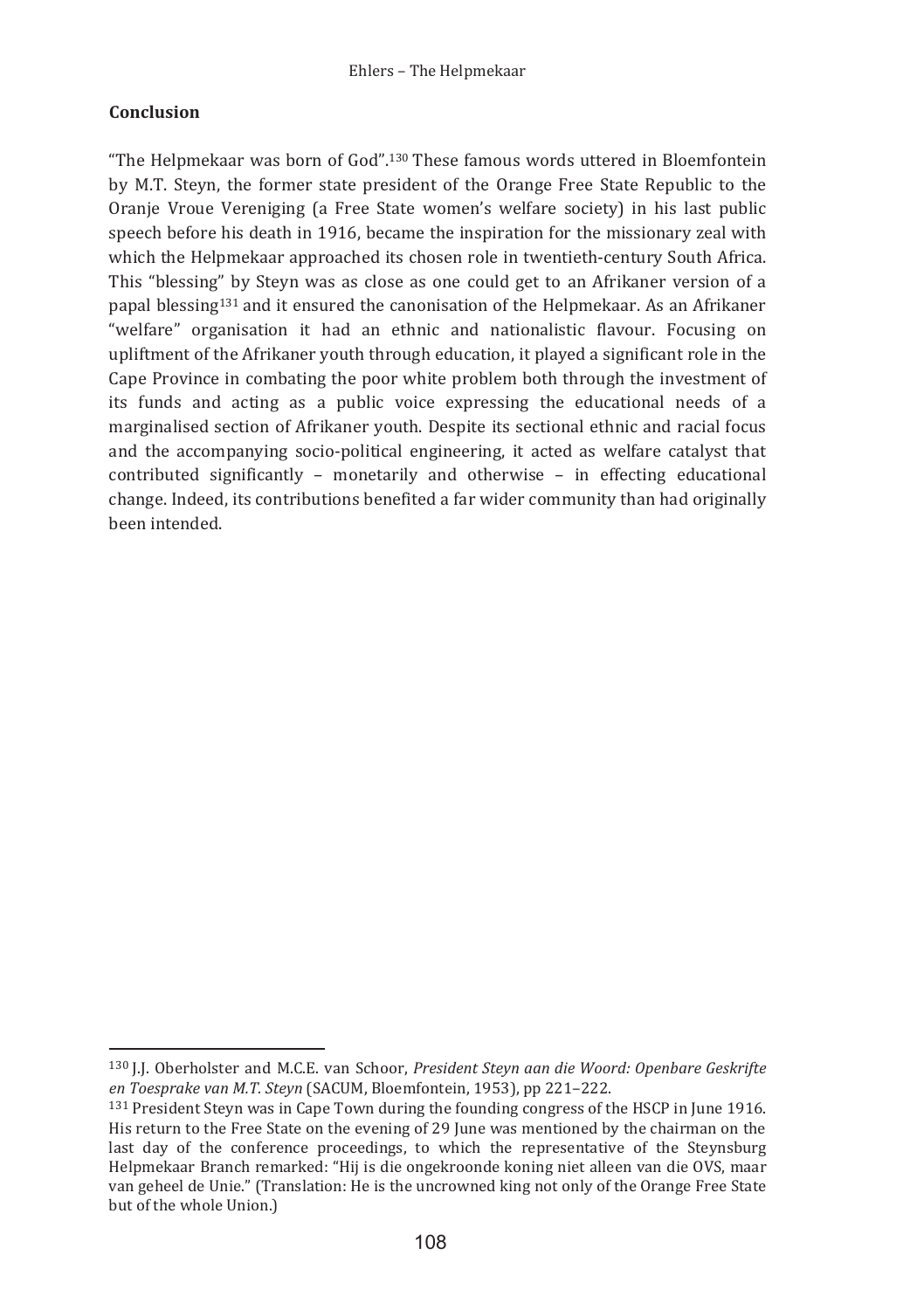## Conclusion

"The Helpmekaar was born of God".[130] These famous words uttered in Bloemfontein by M.T. Steyn, the former state president of the Orange Free State Republic to the Oranje Vroue Vereniging (a Free State women's welfare society) in his last public speech before his death in 1916, became the inspiration for the missionary zeal with which the Helpmekaar approached its chosen role in twentieth-century South Africa. This "blessing" by Steyn was as close as one could get to an Afrikaner version of a papal blessing[131] and it ensured the canonisation of the Helpmekaar. As an Afrikaner "welfare" organisation it had an ethnic and nationalistic flavour. Focusing on upliftment of the Afrikaner youth through education, it played a significant role in the Cape Province in combating the poor white problem both through the investment of its funds and acting as a public voice expressing the educational needs of a marginalised section of Afrikaner youth. Despite its sectional ethnic and racial focus and the accompanying socio-political engineering, it acted as welfare catalyst that contributed significantly – monetarily and otherwise – in effecting educational change. Indeed, its contributions benefited a far wider community than had originally been intended.

---

[130] J.J. Oberholster and M.C.E. van Schoor, *President Steyn aan die Woord: Openbare Geskrifte en Toesprake van M.T. Steyn* (SACUM, Bloemfontein, 1953), pp 221–222.

[131] President Steyn was in Cape Town during the founding congress of the HSCP in June 1916. His return to the Free State on the evening of 29 June was mentioned by the chairman on the last day of the conference proceedings, to which the representative of the Steynsburg Helpmekaar Branch remarked: "Hij is die ongekroonde koning niet alleen van die OVS, maar van geheel de Unie." (Translation: He is the uncrowned king not only of the Orange Free State but of the whole Union.)